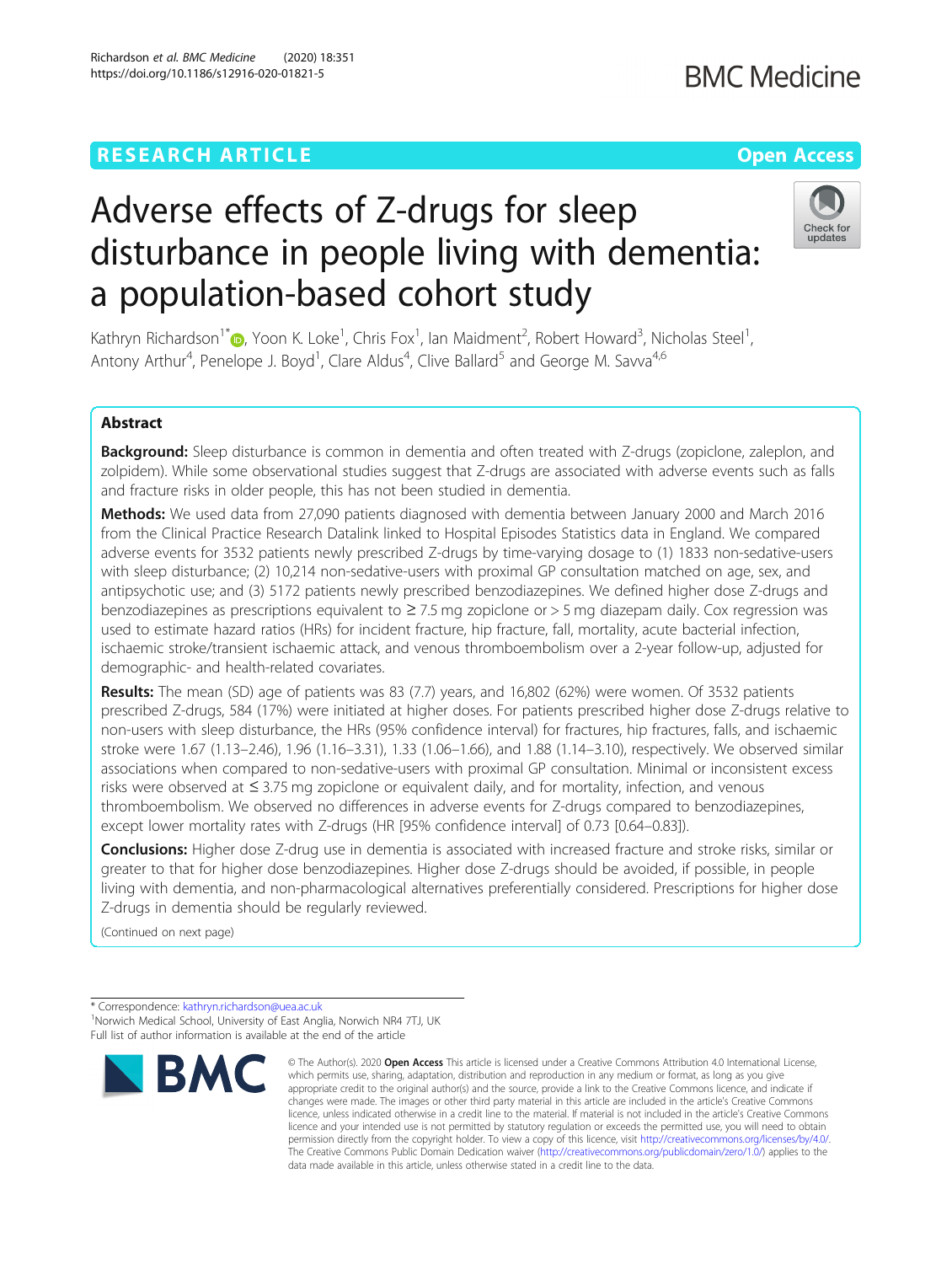RESEARCH ARTICLE

Open Access

# Adverse effects of Z-drugs for sleep disturbance in people living with dementia: a population-based cohort study

Kathryn Richardson[1*], Yoon K. Loke[1], Chris Fox[1], Ian Maidment[2], Robert Howard[3], Nicholas Steel[1], Antony Arthur[4], Penelope J. Boyd[1], Clare Aldus[4], Clive Ballard[5] and George M. Savva[4,6]

## Abstract

**Background:** Sleep disturbance is common in dementia and often treated with Z-drugs (zopiclone, zaleplon, and zolpidem). While some observational studies suggest that Z-drugs are associated with adverse events such as falls and fracture risks in older people, this has not been studied in dementia.

**Methods:** We used data from 27,090 patients diagnosed with dementia between January 2000 and March 2016 from the Clinical Practice Research Datalink linked to Hospital Episodes Statistics data in England. We compared adverse events for 3532 patients newly prescribed Z-drugs by time-varying dosage to (1) 1833 non-sedative-users with sleep disturbance; (2) 10,214 non-sedative-users with proximal GP consultation matched on age, sex, and antipsychotic use; and (3) 5172 patients newly prescribed benzodiazepines. We defined higher dose Z-drugs and benzodiazepines as prescriptions equivalent to ≥ 7.5 mg zopiclone or > 5 mg diazepam daily. Cox regression was used to estimate hazard ratios (HRs) for incident fracture, hip fracture, fall, mortality, acute bacterial infection, ischaemic stroke/transient ischaemic attack, and venous thromboembolism over a 2-year follow-up, adjusted for demographic- and health-related covariates.

**Results:** The mean (SD) age of patients was 83 (7.7) years, and 16,802 (62%) were women. Of 3532 patients prescribed Z-drugs, 584 (17%) were initiated at higher doses. For patients prescribed higher dose Z-drugs relative to non-users with sleep disturbance, the HRs (95% confidence interval) for fractures, hip fractures, falls, and ischaemic stroke were 1.67 (1.13–2.46), 1.96 (1.16–3.31), 1.33 (1.06–1.66), and 1.88 (1.14–3.10), respectively. We observed similar associations when compared to non-sedative-users with proximal GP consultation. Minimal or inconsistent excess risks were observed at ≤ 3.75 mg zopiclone or equivalent daily, and for mortality, infection, and venous thromboembolism. We observed no differences in adverse events for Z-drugs compared to benzodiazepines, except lower mortality rates with Z-drugs (HR [95% confidence interval] of 0.73 [0.64–0.83]).

**Conclusions:** Higher dose Z-drug use in dementia is associated with increased fracture and stroke risks, similar or greater to that for higher dose benzodiazepines. Higher dose Z-drugs should be avoided, if possible, in people living with dementia, and non-pharmacological alternatives preferentially considered. Prescriptions for higher dose Z-drugs in dementia should be regularly reviewed.

(Continued on next page)

\* Correspondence: kathryn.richardson@uea.ac.uk
[1]Norwich Medical School, University of East Anglia, Norwich NR4 7TJ, UK
Full list of author information is available at the end of the article

© The Author(s). 2020 **Open Access** This article is licensed under a Creative Commons Attribution 4.0 International License, which permits use, sharing, adaptation, distribution and reproduction in any medium or format, as long as you give appropriate credit to the original author(s) and the source, provide a link to the Creative Commons licence, and indicate if changes were made. The images or other third party material in this article are included in the article's Creative Commons licence, unless indicated otherwise in a credit line to the material. If material is not included in the article's Creative Commons licence and your intended use is not permitted by statutory regulation or exceeds the permitted use, you will need to obtain permission directly from the copyright holder. To view a copy of this licence, visit http://creativecommons.org/licenses/by/4.0/. The Creative Commons Public Domain Dedication waiver (http://creativecommons.org/publicdomain/zero/1.0/) applies to the data made available in this article, unless otherwise stated in a credit line to the data.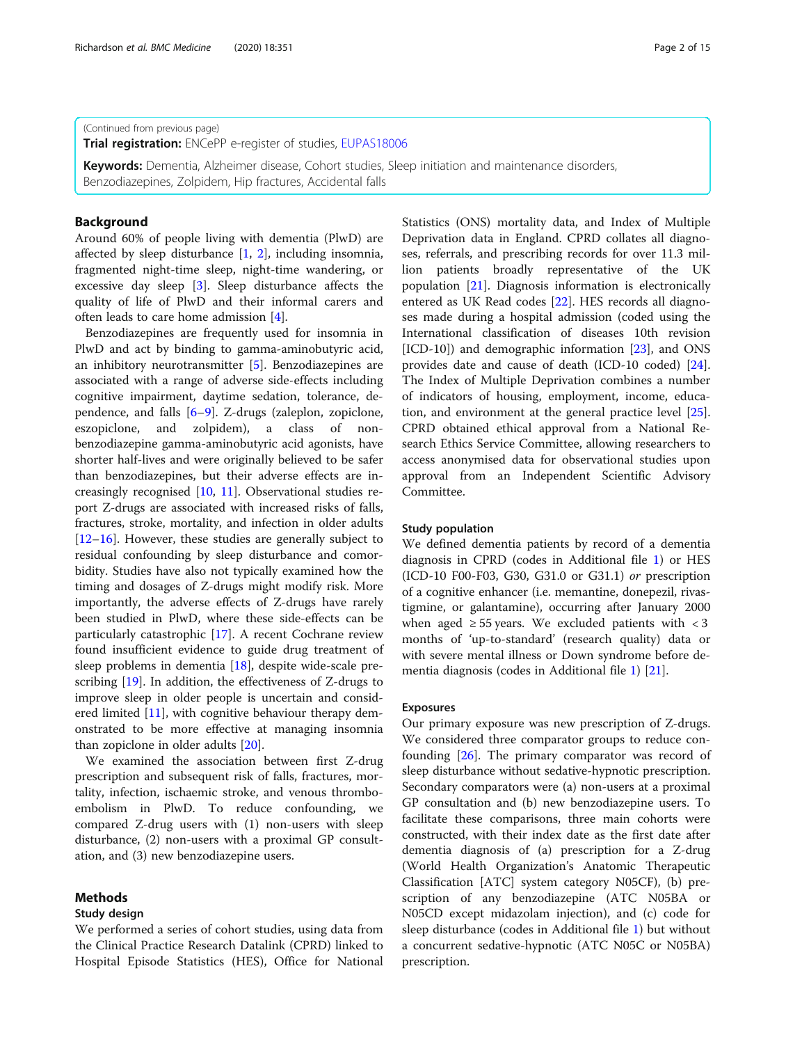(Continued from previous page)

**Trial registration:** ENCePP e-register of studies, EUPAS18006

**Keywords:** Dementia, Alzheimer disease, Cohort studies, Sleep initiation and maintenance disorders, Benzodiazepines, Zolpidem, Hip fractures, Accidental falls

## Background

Around 60% of people living with dementia (PlwD) are affected by sleep disturbance [1, 2], including insomnia, fragmented night-time sleep, night-time wandering, or excessive day sleep [3]. Sleep disturbance affects the quality of life of PlwD and their informal carers and often leads to care home admission [4].

Benzodiazepines are frequently used for insomnia in PlwD and act by binding to gamma-aminobutyric acid, an inhibitory neurotransmitter [5]. Benzodiazepines are associated with a range of adverse side-effects including cognitive impairment, daytime sedation, tolerance, dependence, and falls [6–9]. Z-drugs (zaleplon, zopiclone, eszopiclone, and zolpidem), a class of non-benzodiazepine gamma-aminobutyric acid agonists, have shorter half-lives and were originally believed to be safer than benzodiazepines, but their adverse effects are increasingly recognised [10, 11]. Observational studies report Z-drugs are associated with increased risks of falls, fractures, stroke, mortality, and infection in older adults [12–16]. However, these studies are generally subject to residual confounding by sleep disturbance and comorbidity. Studies have also not typically examined how the timing and dosages of Z-drugs might modify risk. More importantly, the adverse effects of Z-drugs have rarely been studied in PlwD, where these side-effects can be particularly catastrophic [17]. A recent Cochrane review found insufficient evidence to guide drug treatment of sleep problems in dementia [18], despite wide-scale prescribing [19]. In addition, the effectiveness of Z-drugs to improve sleep in older people is uncertain and considered limited [11], with cognitive behaviour therapy demonstrated to be more effective at managing insomnia than zopiclone in older adults [20].

We examined the association between first Z-drug prescription and subsequent risk of falls, fractures, mortality, infection, ischaemic stroke, and venous thromboembolism in PlwD. To reduce confounding, we compared Z-drug users with (1) non-users with sleep disturbance, (2) non-users with a proximal GP consultation, and (3) new benzodiazepine users.

## Methods

### Study design

We performed a series of cohort studies, using data from the Clinical Practice Research Datalink (CPRD) linked to Hospital Episode Statistics (HES), Office for National Statistics (ONS) mortality data, and Index of Multiple Deprivation data in England. CPRD collates all diagnoses, referrals, and prescribing records for over 11.3 million patients broadly representative of the UK population [21]. Diagnosis information is electronically entered as UK Read codes [22]. HES records all diagnoses made during a hospital admission (coded using the International classification of diseases 10th revision [ICD-10]) and demographic information [23], and ONS provides date and cause of death (ICD-10 coded) [24]. The Index of Multiple Deprivation combines a number of indicators of housing, employment, income, education, and environment at the general practice level [25]. CPRD obtained ethical approval from a National Research Ethics Service Committee, allowing researchers to access anonymised data for observational studies upon approval from an Independent Scientific Advisory Committee.

### Study population

We defined dementia patients by record of a dementia diagnosis in CPRD (codes in Additional file 1) or HES (ICD-10 F00-F03, G30, G31.0 or G31.1) *or* prescription of a cognitive enhancer (i.e. memantine, donepezil, rivastigmine, or galantamine), occurring after January 2000 when aged ≥ 55 years. We excluded patients with < 3 months of 'up-to-standard' (research quality) data or with severe mental illness or Down syndrome before dementia diagnosis (codes in Additional file 1) [21].

### Exposures

Our primary exposure was new prescription of Z-drugs. We considered three comparator groups to reduce confounding [26]. The primary comparator was record of sleep disturbance without sedative-hypnotic prescription. Secondary comparators were (a) non-users at a proximal GP consultation and (b) new benzodiazepine users. To facilitate these comparisons, three main cohorts were constructed, with their index date as the first date after dementia diagnosis of (a) prescription for a Z-drug (World Health Organization's Anatomic Therapeutic Classification [ATC] system category N05CF), (b) prescription of any benzodiazepine (ATC N05BA or N05CD except midazolam injection), and (c) code for sleep disturbance (codes in Additional file 1) but without a concurrent sedative-hypnotic (ATC N05C or N05BA) prescription.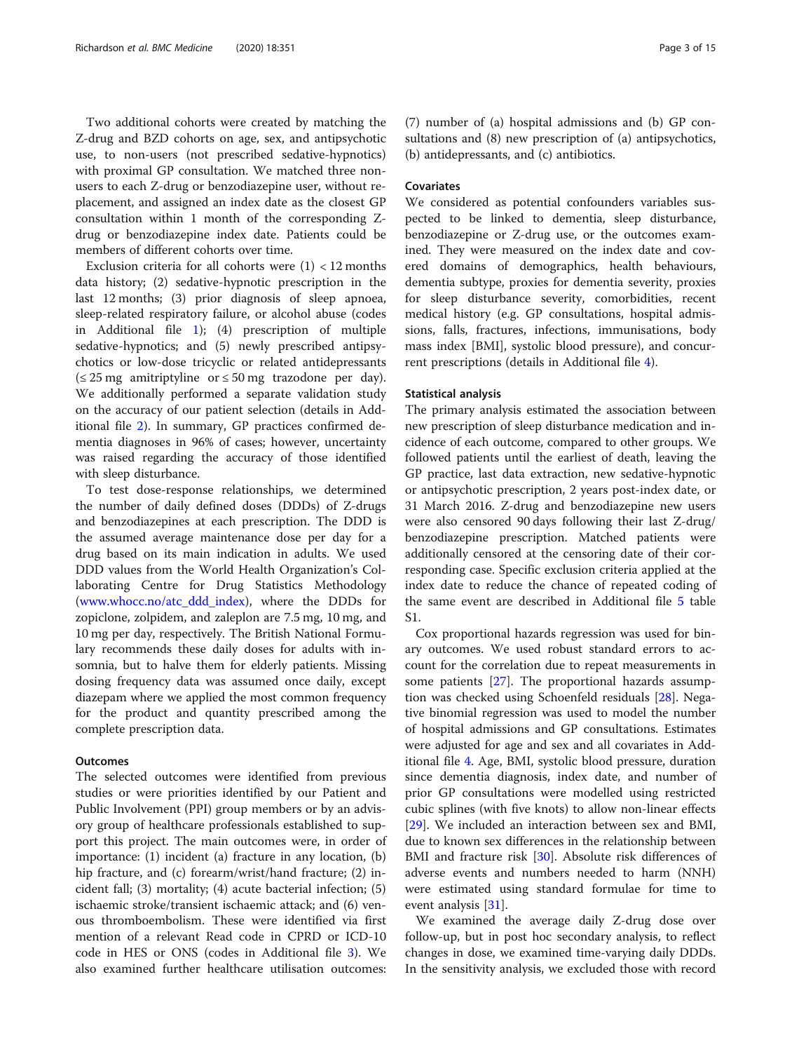Two additional cohorts were created by matching the Z-drug and BZD cohorts on age, sex, and antipsychotic use, to non-users (not prescribed sedative-hypnotics) with proximal GP consultation. We matched three non-users to each Z-drug or benzodiazepine user, without replacement, and assigned an index date as the closest GP consultation within 1 month of the corresponding Z-drug or benzodiazepine index date. Patients could be members of different cohorts over time.

Exclusion criteria for all cohorts were (1) < 12 months data history; (2) sedative-hypnotic prescription in the last 12 months; (3) prior diagnosis of sleep apnoea, sleep-related respiratory failure, or alcohol abuse (codes in Additional file 1); (4) prescription of multiple sedative-hypnotics; and (5) newly prescribed antipsychotics or low-dose tricyclic or related antidepressants (≤ 25 mg amitriptyline or ≤ 50 mg trazodone per day). We additionally performed a separate validation study on the accuracy of our patient selection (details in Additional file 2). In summary, GP practices confirmed dementia diagnoses in 96% of cases; however, uncertainty was raised regarding the accuracy of those identified with sleep disturbance.

To test dose-response relationships, we determined the number of daily defined doses (DDDs) of Z-drugs and benzodiazepines at each prescription. The DDD is the assumed average maintenance dose per day for a drug based on its main indication in adults. We used DDD values from the World Health Organization's Collaborating Centre for Drug Statistics Methodology (www.whocc.no/atc_ddd_index), where the DDDs for zopiclone, zolpidem, and zaleplon are 7.5 mg, 10 mg, and 10 mg per day, respectively. The British National Formulary recommends these daily doses for adults with insomnia, but to halve them for elderly patients. Missing dosing frequency data was assumed once daily, except diazepam where we applied the most common frequency for the product and quantity prescribed among the complete prescription data.

### Outcomes

The selected outcomes were identified from previous studies or were priorities identified by our Patient and Public Involvement (PPI) group members or by an advisory group of healthcare professionals established to support this project. The main outcomes were, in order of importance: (1) incident (a) fracture in any location, (b) hip fracture, and (c) forearm/wrist/hand fracture; (2) incident fall; (3) mortality; (4) acute bacterial infection; (5) ischaemic stroke/transient ischaemic attack; and (6) venous thromboembolism. These were identified via first mention of a relevant Read code in CPRD or ICD-10 code in HES or ONS (codes in Additional file 3). We also examined further healthcare utilisation outcomes: (7) number of (a) hospital admissions and (b) GP consultations and (8) new prescription of (a) antipsychotics, (b) antidepressants, and (c) antibiotics.

### Covariates

We considered as potential confounders variables suspected to be linked to dementia, sleep disturbance, benzodiazepine or Z-drug use, or the outcomes examined. They were measured on the index date and covered domains of demographics, health behaviours, dementia subtype, proxies for dementia severity, proxies for sleep disturbance severity, comorbidities, recent medical history (e.g. GP consultations, hospital admissions, falls, fractures, infections, immunisations, body mass index [BMI], systolic blood pressure), and concurrent prescriptions (details in Additional file 4).

### Statistical analysis

The primary analysis estimated the association between new prescription of sleep disturbance medication and incidence of each outcome, compared to other groups. We followed patients until the earliest of death, leaving the GP practice, last data extraction, new sedative-hypnotic or antipsychotic prescription, 2 years post-index date, or 31 March 2016. Z-drug and benzodiazepine new users were also censored 90 days following their last Z-drug/benzodiazepine prescription. Matched patients were additionally censored at the censoring date of their corresponding case. Specific exclusion criteria applied at the index date to reduce the chance of repeated coding of the same event are described in Additional file 5 table S1.

Cox proportional hazards regression was used for binary outcomes. We used robust standard errors to account for the correlation due to repeat measurements in some patients [27]. The proportional hazards assumption was checked using Schoenfeld residuals [28]. Negative binomial regression was used to model the number of hospital admissions and GP consultations. Estimates were adjusted for age and sex and all covariates in Additional file 4. Age, BMI, systolic blood pressure, duration since dementia diagnosis, index date, and number of prior GP consultations were modelled using restricted cubic splines (with five knots) to allow non-linear effects [29]. We included an interaction between sex and BMI, due to known sex differences in the relationship between BMI and fracture risk [30]. Absolute risk differences of adverse events and numbers needed to harm (NNH) were estimated using standard formulae for time to event analysis [31].

We examined the average daily Z-drug dose over follow-up, but in post hoc secondary analysis, to reflect changes in dose, we examined time-varying daily DDDs. In the sensitivity analysis, we excluded those with record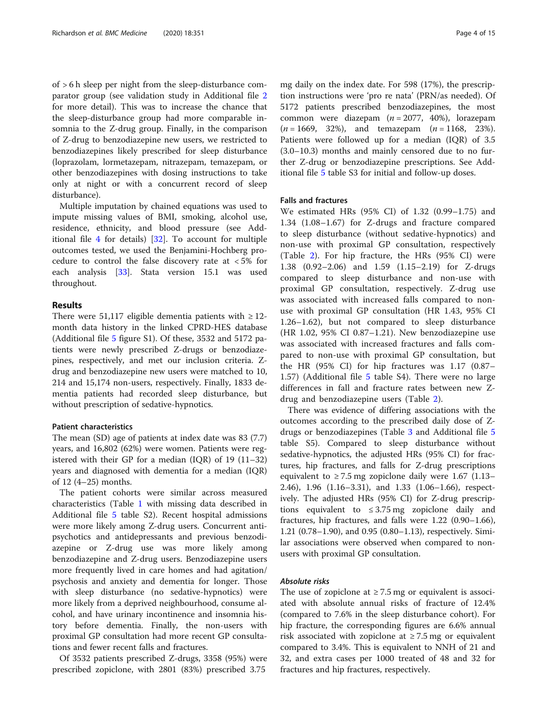of > 6 h sleep per night from the sleep-disturbance comparator group (see validation study in Additional file 2 for more detail). This was to increase the chance that the sleep-disturbance group had more comparable insomnia to the Z-drug group. Finally, in the comparison of Z-drug to benzodiazepine new users, we restricted to benzodiazepines likely prescribed for sleep disturbance (loprazolam, lormetazepam, nitrazepam, temazepam, or other benzodiazepines with dosing instructions to take only at night or with a concurrent record of sleep disturbance).

Multiple imputation by chained equations was used to impute missing values of BMI, smoking, alcohol use, residence, ethnicity, and blood pressure (see Additional file 4 for details) [32]. To account for multiple outcomes tested, we used the Benjamini-Hochberg procedure to control the false discovery rate at < 5% for each analysis [33]. Stata version 15.1 was used throughout.

## Results

There were 51,117 eligible dementia patients with ≥ 12-month data history in the linked CPRD-HES database (Additional file 5 figure S1). Of these, 3532 and 5172 patients were newly prescribed Z-drugs or benzodiazepines, respectively, and met our inclusion criteria. Z-drug and benzodiazepine new users were matched to 10,214 and 15,174 non-users, respectively. Finally, 1833 dementia patients had recorded sleep disturbance, but without prescription of sedative-hypnotics.

### Patient characteristics

The mean (SD) age of patients at index date was 83 (7.7) years, and 16,802 (62%) were women. Patients were registered with their GP for a median (IQR) of 19 (11–32) years and diagnosed with dementia for a median (IQR) of 12 (4–25) months.

The patient cohorts were similar across measured characteristics (Table 1 with missing data described in Additional file 5 table S2). Recent hospital admissions were more likely among Z-drug users. Concurrent antipsychotics and antidepressants and previous benzodiazepine or Z-drug use was more likely among benzodiazepine and Z-drug users. Benzodiazepine users more frequently lived in care homes and had agitation/psychosis and anxiety and dementia for longer. Those with sleep disturbance (no sedative-hypnotics) were more likely from a deprived neighbourhood, consume alcohol, and have urinary incontinence and insomnia history before dementia. Finally, the non-users with proximal GP consultation had more recent GP consultations and fewer recent falls and fractures.

Of 3532 patients prescribed Z-drugs, 3358 (95%) were prescribed zopiclone, with 2801 (83%) prescribed 3.75 mg daily on the index date. For 598 (17%), the prescription instructions were 'pro re nata' (PRN/as needed). Of 5172 patients prescribed benzodiazepines, the most common were diazepam (n = 2077, 40%), lorazepam (n = 1669, 32%), and temazepam (n = 1168, 23%). Patients were followed up for a median (IQR) of 3.5 (3.0–10.3) months and mainly censored due to no further Z-drug or benzodiazepine prescriptions. See Additional file 5 table S3 for initial and follow-up doses.

### Falls and fractures

We estimated HRs (95% CI) of 1.32 (0.99–1.75) and 1.34 (1.08–1.67) for Z-drugs and fracture compared to sleep disturbance (without sedative-hypnotics) and non-use with proximal GP consultation, respectively (Table 2). For hip fracture, the HRs (95% CI) were 1.38 (0.92–2.06) and 1.59 (1.15–2.19) for Z-drugs compared to sleep disturbance and non-use with proximal GP consultation, respectively. Z-drug use was associated with increased falls compared to non-use with proximal GP consultation (HR 1.43, 95% CI 1.26–1.62), but not compared to sleep disturbance (HR 1.02, 95% CI 0.87–1.21). New benzodiazepine use was associated with increased fractures and falls compared to non-use with proximal GP consultation, but the HR (95% CI) for hip fractures was 1.17 (0.87–1.57) (Additional file 5 table S4). There were no large differences in fall and fracture rates between new Z-drug and benzodiazepine users (Table 2).

There was evidence of differing associations with the outcomes according to the prescribed daily dose of Z-drugs or benzodiazepines (Table 3 and Additional file 5 table S5). Compared to sleep disturbance without sedative-hypnotics, the adjusted HRs (95% CI) for fractures, hip fractures, and falls for Z-drug prescriptions equivalent to ≥ 7.5 mg zopiclone daily were 1.67 (1.13–2.46), 1.96 (1.16–3.31), and 1.33 (1.06–1.66), respectively. The adjusted HRs (95% CI) for Z-drug prescriptions equivalent to ≤ 3.75 mg zopiclone daily and fractures, hip fractures, and falls were 1.22 (0.90–1.66), 1.21 (0.78–1.90), and 0.95 (0.80–1.13), respectively. Similar associations were observed when compared to non-users with proximal GP consultation.

#### *Absolute risks*

The use of zopiclone at ≥ 7.5 mg or equivalent is associated with absolute annual risks of fracture of 12.4% (compared to 7.6% in the sleep disturbance cohort). For hip fracture, the corresponding figures are 6.6% annual risk associated with zopiclone at ≥ 7.5 mg or equivalent compared to 3.4%. This is equivalent to NNH of 21 and 32, and extra cases per 1000 treated of 48 and 32 for fractures and hip fractures, respectively.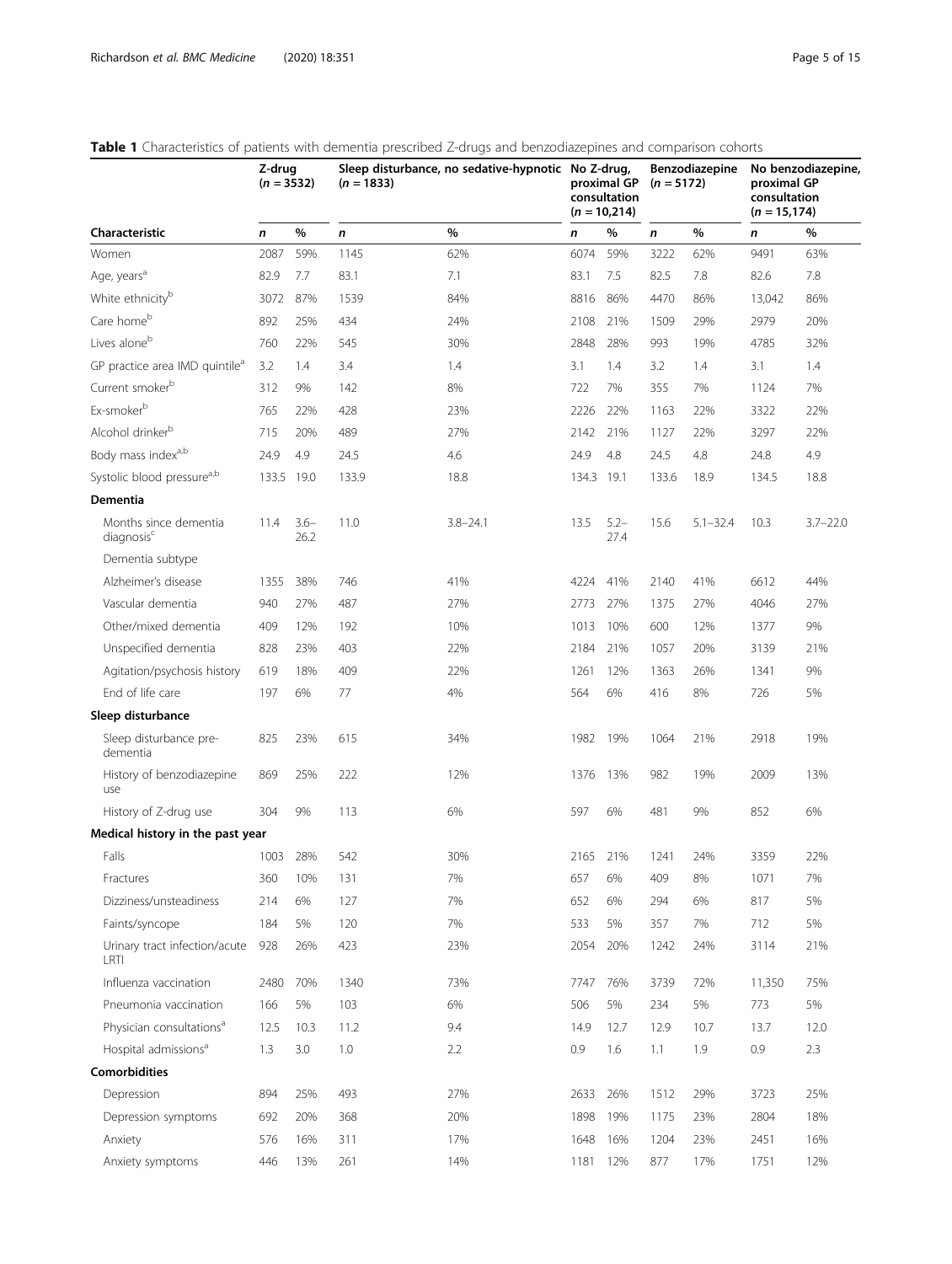**Table 1** Characteristics of patients with dementia prescribed Z-drugs and benzodiazepines and comparison cohorts

| Characteristic | Z-drug (*n* = 3532) | | Sleep disturbance, no sedative-hypnotic (*n* = 1833) | | No Z-drug, proximal GP consultation (*n* = 10,214) | | Benzodiazepine (*n* = 5172) | | No benzodiazepine, proximal GP consultation (*n* = 15,174) | |
|---|---|---|---|---|---|---|---|---|---|---|
| | *n* | % | *n* | % | *n* | % | *n* | % | *n* | % |
| Women | 2087 | 59% | 1145 | 62% | 6074 | 59% | 3222 | 62% | 9491 | 63% |
| Age, years[a] | 82.9 | 7.7 | 83.1 | 7.1 | 83.1 | 7.5 | 82.5 | 7.8 | 82.6 | 7.8 |
| White ethnicity[b] | 3072 | 87% | 1539 | 84% | 8816 | 86% | 4470 | 86% | 13,042 | 86% |
| Care home[b] | 892 | 25% | 434 | 24% | 2108 | 21% | 1509 | 29% | 2979 | 20% |
| Lives alone[b] | 760 | 22% | 545 | 30% | 2848 | 28% | 993 | 19% | 4785 | 32% |
| GP practice area IMD quintile[a] | 3.2 | 1.4 | 3.4 | 1.4 | 3.1 | 1.4 | 3.2 | 1.4 | 3.1 | 1.4 |
| Current smoker[b] | 312 | 9% | 142 | 8% | 722 | 7% | 355 | 7% | 1124 | 7% |
| Ex-smoker[b] | 765 | 22% | 428 | 23% | 2226 | 22% | 1163 | 22% | 3322 | 22% |
| Alcohol drinker[b] | 715 | 20% | 489 | 27% | 2142 | 21% | 1127 | 22% | 3297 | 22% |
| Body mass index[a,b] | 24.9 | 4.9 | 24.5 | 4.6 | 24.9 | 4.8 | 24.5 | 4.8 | 24.8 | 4.9 |
| Systolic blood pressure[a,b] | 133.5 | 19.0 | 133.9 | 18.8 | 134.3 | 19.1 | 133.6 | 18.9 | 134.5 | 18.8 |
| **Dementia** | | | | | | | | | | |
| Months since dementia diagnosis[c] | 11.4 | 3.6–26.2 | 11.0 | 3.8–24.1 | 13.5 | 5.2–27.4 | 15.6 | 5.1–32.4 | 10.3 | 3.7–22.0 |
| Dementia subtype | | | | | | | | | | |
| Alzheimer's disease | 1355 | 38% | 746 | 41% | 4224 | 41% | 2140 | 41% | 6612 | 44% |
| Vascular dementia | 940 | 27% | 487 | 27% | 2773 | 27% | 1375 | 27% | 4046 | 27% |
| Other/mixed dementia | 409 | 12% | 192 | 10% | 1013 | 10% | 600 | 12% | 1377 | 9% |
| Unspecified dementia | 828 | 23% | 403 | 22% | 2184 | 21% | 1057 | 20% | 3139 | 21% |
| Agitation/psychosis history | 619 | 18% | 409 | 22% | 1261 | 12% | 1363 | 26% | 1341 | 9% |
| End of life care | 197 | 6% | 77 | 4% | 564 | 6% | 416 | 8% | 726 | 5% |
| **Sleep disturbance** | | | | | | | | | | |
| Sleep disturbance pre-dementia | 825 | 23% | 615 | 34% | 1982 | 19% | 1064 | 21% | 2918 | 19% |
| History of benzodiazepine use | 869 | 25% | 222 | 12% | 1376 | 13% | 982 | 19% | 2009 | 13% |
| History of Z-drug use | 304 | 9% | 113 | 6% | 597 | 6% | 481 | 9% | 852 | 6% |
| **Medical history in the past year** | | | | | | | | | | |
| Falls | 1003 | 28% | 542 | 30% | 2165 | 21% | 1241 | 24% | 3359 | 22% |
| Fractures | 360 | 10% | 131 | 7% | 657 | 6% | 409 | 8% | 1071 | 7% |
| Dizziness/unsteadiness | 214 | 6% | 127 | 7% | 652 | 6% | 294 | 6% | 817 | 5% |
| Faints/syncope | 184 | 5% | 120 | 7% | 533 | 5% | 357 | 7% | 712 | 5% |
| Urinary tract infection/acute LRTI | 928 | 26% | 423 | 23% | 2054 | 20% | 1242 | 24% | 3114 | 21% |
| Influenza vaccination | 2480 | 70% | 1340 | 73% | 7747 | 76% | 3739 | 72% | 11,350 | 75% |
| Pneumonia vaccination | 166 | 5% | 103 | 6% | 506 | 5% | 234 | 5% | 773 | 5% |
| Physician consultations[a] | 12.5 | 10.3 | 11.2 | 9.4 | 14.9 | 12.7 | 12.9 | 10.7 | 13.7 | 12.0 |
| Hospital admissions[a] | 1.3 | 3.0 | 1.0 | 2.2 | 0.9 | 1.6 | 1.1 | 1.9 | 0.9 | 2.3 |
| **Comorbidities** | | | | | | | | | | |
| Depression | 894 | 25% | 493 | 27% | 2633 | 26% | 1512 | 29% | 3723 | 25% |
| Depression symptoms | 692 | 20% | 368 | 20% | 1898 | 19% | 1175 | 23% | 2804 | 18% |
| Anxiety | 576 | 16% | 311 | 17% | 1648 | 16% | 1204 | 23% | 2451 | 16% |
| Anxiety symptoms | 446 | 13% | 261 | 14% | 1181 | 12% | 877 | 17% | 1751 | 12% |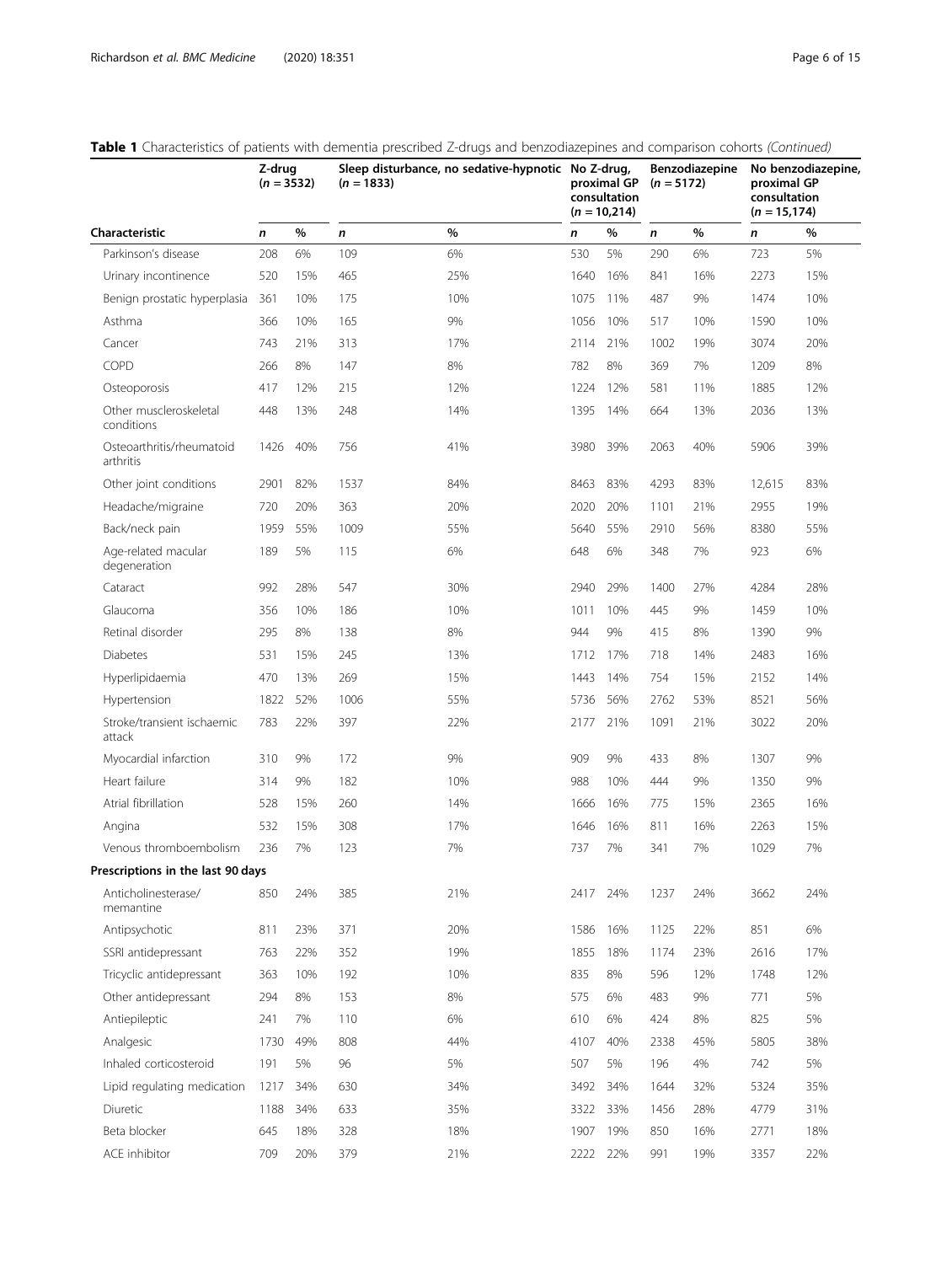**Table 1** Characteristics of patients with dementia prescribed Z-drugs and benzodiazepines and comparison cohorts *(Continued)*

| | Z-drug (*n* = 3532) | | Sleep disturbance, no sedative-hypnotic (*n* = 1833) | | No Z-drug, proximal GP consultation (*n* = 10,214) | | Benzodiazepine (*n* = 5172) | | No benzodiazepine, proximal GP consultation (*n* = 15,174) | |
|---|---|---|---|---|---|---|---|---|---|---|
| **Characteristic** | ***n*** | **%** | ***n*** | **%** | ***n*** | **%** | ***n*** | **%** | ***n*** | **%** |
| Parkinson's disease | 208 | 6% | 109 | 6% | 530 | 5% | 290 | 6% | 723 | 5% |
| Urinary incontinence | 520 | 15% | 465 | 25% | 1640 | 16% | 841 | 16% | 2273 | 15% |
| Benign prostatic hyperplasia | 361 | 10% | 175 | 10% | 1075 | 11% | 487 | 9% | 1474 | 10% |
| Asthma | 366 | 10% | 165 | 9% | 1056 | 10% | 517 | 10% | 1590 | 10% |
| Cancer | 743 | 21% | 313 | 17% | 2114 | 21% | 1002 | 19% | 3074 | 20% |
| COPD | 266 | 8% | 147 | 8% | 782 | 8% | 369 | 7% | 1209 | 8% |
| Osteoporosis | 417 | 12% | 215 | 12% | 1224 | 12% | 581 | 11% | 1885 | 12% |
| Other muscleroskeletal conditions | 448 | 13% | 248 | 14% | 1395 | 14% | 664 | 13% | 2036 | 13% |
| Osteoarthritis/rheumatoid arthritis | 1426 | 40% | 756 | 41% | 3980 | 39% | 2063 | 40% | 5906 | 39% |
| Other joint conditions | 2901 | 82% | 1537 | 84% | 8463 | 83% | 4293 | 83% | 12,615 | 83% |
| Headache/migraine | 720 | 20% | 363 | 20% | 2020 | 20% | 1101 | 21% | 2955 | 19% |
| Back/neck pain | 1959 | 55% | 1009 | 55% | 5640 | 55% | 2910 | 56% | 8380 | 55% |
| Age-related macular degeneration | 189 | 5% | 115 | 6% | 648 | 6% | 348 | 7% | 923 | 6% |
| Cataract | 992 | 28% | 547 | 30% | 2940 | 29% | 1400 | 27% | 4284 | 28% |
| Glaucoma | 356 | 10% | 186 | 10% | 1011 | 10% | 445 | 9% | 1459 | 10% |
| Retinal disorder | 295 | 8% | 138 | 8% | 944 | 9% | 415 | 8% | 1390 | 9% |
| Diabetes | 531 | 15% | 245 | 13% | 1712 | 17% | 718 | 14% | 2483 | 16% |
| Hyperlipidaemia | 470 | 13% | 269 | 15% | 1443 | 14% | 754 | 15% | 2152 | 14% |
| Hypertension | 1822 | 52% | 1006 | 55% | 5736 | 56% | 2762 | 53% | 8521 | 56% |
| Stroke/transient ischaemic attack | 783 | 22% | 397 | 22% | 2177 | 21% | 1091 | 21% | 3022 | 20% |
| Myocardial infarction | 310 | 9% | 172 | 9% | 909 | 9% | 433 | 8% | 1307 | 9% |
| Heart failure | 314 | 9% | 182 | 10% | 988 | 10% | 444 | 9% | 1350 | 9% |
| Atrial fibrillation | 528 | 15% | 260 | 14% | 1666 | 16% | 775 | 15% | 2365 | 16% |
| Angina | 532 | 15% | 308 | 17% | 1646 | 16% | 811 | 16% | 2263 | 15% |
| Venous thromboembolism | 236 | 7% | 123 | 7% | 737 | 7% | 341 | 7% | 1029 | 7% |
| **Prescriptions in the last 90 days** | | | | | | | | | | |
| Anticholinesterase/memantine | 850 | 24% | 385 | 21% | 2417 | 24% | 1237 | 24% | 3662 | 24% |
| Antipsychotic | 811 | 23% | 371 | 20% | 1586 | 16% | 1125 | 22% | 851 | 6% |
| SSRI antidepressant | 763 | 22% | 352 | 19% | 1855 | 18% | 1174 | 23% | 2616 | 17% |
| Tricyclic antidepressant | 363 | 10% | 192 | 10% | 835 | 8% | 596 | 12% | 1748 | 12% |
| Other antidepressant | 294 | 8% | 153 | 8% | 575 | 6% | 483 | 9% | 771 | 5% |
| Antiepileptic | 241 | 7% | 110 | 6% | 610 | 6% | 424 | 8% | 825 | 5% |
| Analgesic | 1730 | 49% | 808 | 44% | 4107 | 40% | 2338 | 45% | 5805 | 38% |
| Inhaled corticosteroid | 191 | 5% | 96 | 5% | 507 | 5% | 196 | 4% | 742 | 5% |
| Lipid regulating medication | 1217 | 34% | 630 | 34% | 3492 | 34% | 1644 | 32% | 5324 | 35% |
| Diuretic | 1188 | 34% | 633 | 35% | 3322 | 33% | 1456 | 28% | 4779 | 31% |
| Beta blocker | 645 | 18% | 328 | 18% | 1907 | 19% | 850 | 16% | 2771 | 18% |
| ACE inhibitor | 709 | 20% | 379 | 21% | 2222 | 22% | 991 | 19% | 3357 | 22% |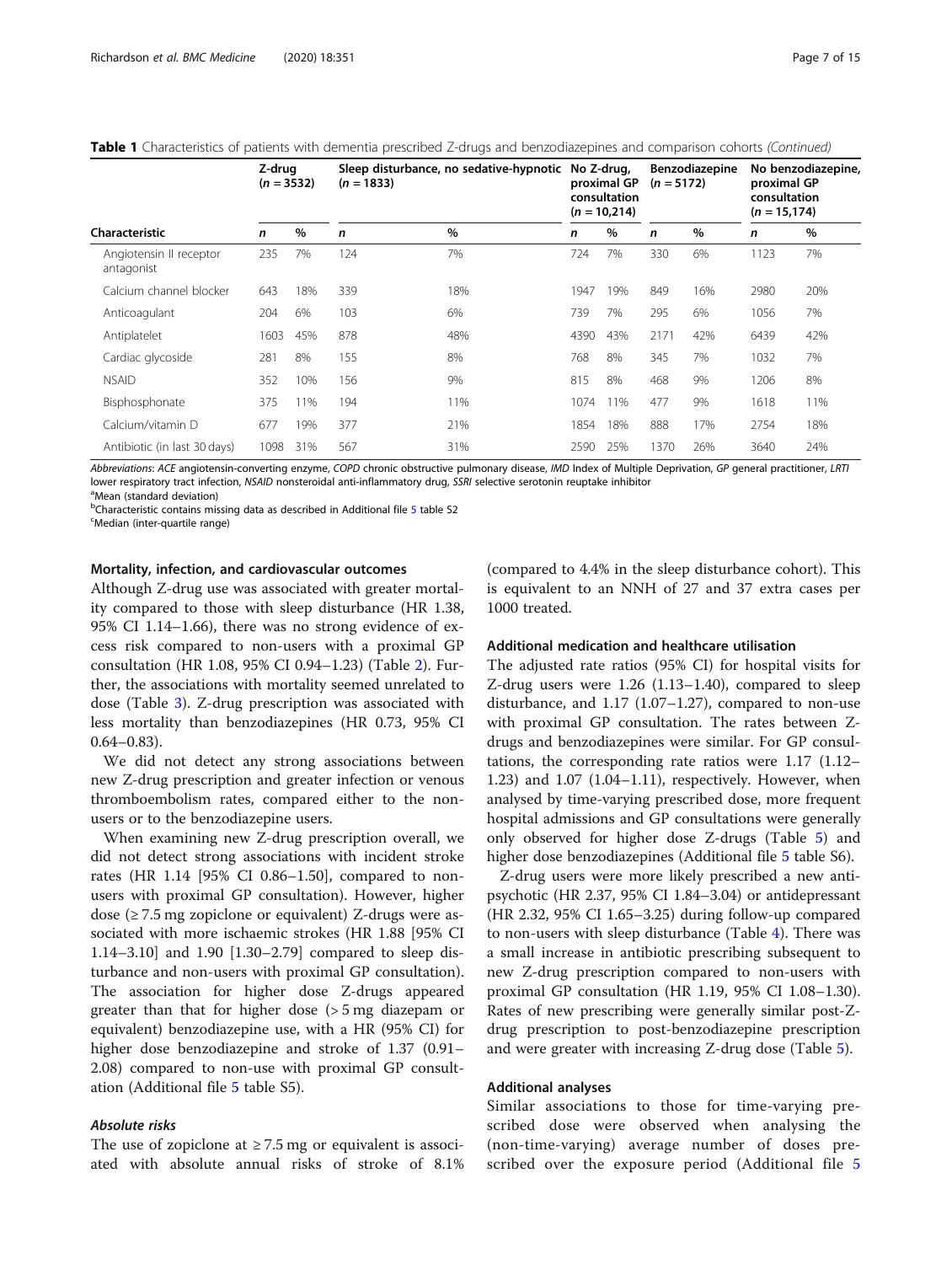**Table 1** Characteristics of patients with dementia prescribed Z-drugs and benzodiazepines and comparison cohorts *(Continued)*

| Characteristic | Z-drug (n = 3532) | | Sleep disturbance, no sedative-hypnotic (n = 1833) | | No Z-drug, proximal GP consultation (n = 10,214) | | Benzodiazepine (n = 5172) | | No benzodiazepine, proximal GP consultation (n = 15,174) | |
|---|---|---|---|---|---|---|---|---|---|---|
| | n | % | n | % | n | % | n | % | n | % |
| Angiotensin II receptor antagonist | 235 | 7% | 124 | 7% | 724 | 7% | 330 | 6% | 1123 | 7% |
| Calcium channel blocker | 643 | 18% | 339 | 18% | 1947 | 19% | 849 | 16% | 2980 | 20% |
| Anticoagulant | 204 | 6% | 103 | 6% | 739 | 7% | 295 | 6% | 1056 | 7% |
| Antiplatelet | 1603 | 45% | 878 | 48% | 4390 | 43% | 2171 | 42% | 6439 | 42% |
| Cardiac glycoside | 281 | 8% | 155 | 8% | 768 | 8% | 345 | 7% | 1032 | 7% |
| NSAID | 352 | 10% | 156 | 9% | 815 | 8% | 468 | 9% | 1206 | 8% |
| Bisphosphonate | 375 | 11% | 194 | 11% | 1074 | 11% | 477 | 9% | 1618 | 11% |
| Calcium/vitamin D | 677 | 19% | 377 | 21% | 1854 | 18% | 888 | 17% | 2754 | 18% |
| Antibiotic (in last 30 days) | 1098 | 31% | 567 | 31% | 2590 | 25% | 1370 | 26% | 3640 | 24% |

*Abbreviations*: *ACE* angiotensin-converting enzyme, *COPD* chronic obstructive pulmonary disease, *IMD* Index of Multiple Deprivation, *GP* general practitioner, *LRTI* lower respiratory tract infection, *NSAID* nonsteroidal anti-inflammatory drug, *SSRI* selective serotonin reuptake inhibitor

[a]Mean (standard deviation)

[b]Characteristic contains missing data as described in Additional file 5 table S2

[c]Median (inter-quartile range)

#### Mortality, infection, and cardiovascular outcomes

Although Z-drug use was associated with greater mortality compared to those with sleep disturbance (HR 1.38, 95% CI 1.14–1.66), there was no strong evidence of excess risk compared to non-users with a proximal GP consultation (HR 1.08, 95% CI 0.94–1.23) (Table 2). Further, the associations with mortality seemed unrelated to dose (Table 3). Z-drug prescription was associated with less mortality than benzodiazepines (HR 0.73, 95% CI 0.64–0.83).

We did not detect any strong associations between new Z-drug prescription and greater infection or venous thromboembolism rates, compared either to the non-users or to the benzodiazepine users.

When examining new Z-drug prescription overall, we did not detect strong associations with incident stroke rates (HR 1.14 [95% CI 0.86–1.50], compared to non-users with proximal GP consultation). However, higher dose (≥ 7.5 mg zopiclone or equivalent) Z-drugs were associated with more ischaemic strokes (HR 1.88 [95% CI 1.14–3.10] and 1.90 [1.30–2.79] compared to sleep disturbance and non-users with proximal GP consultation). The association for higher dose Z-drugs appeared greater than that for higher dose (> 5 mg diazepam or equivalent) benzodiazepine use, with a HR (95% CI) for higher dose benzodiazepine and stroke of 1.37 (0.91–2.08) compared to non-use with proximal GP consultation (Additional file 5 table S5).

#### *Absolute risks*

The use of zopiclone at ≥ 7.5 mg or equivalent is associated with absolute annual risks of stroke of 8.1% (compared to 4.4% in the sleep disturbance cohort). This is equivalent to an NNH of 27 and 37 extra cases per 1000 treated.

#### Additional medication and healthcare utilisation

The adjusted rate ratios (95% CI) for hospital visits for Z-drug users were 1.26 (1.13–1.40), compared to sleep disturbance, and 1.17 (1.07–1.27), compared to non-use with proximal GP consultation. The rates between Z-drugs and benzodiazepines were similar. For GP consultations, the corresponding rate ratios were 1.17 (1.12–1.23) and 1.07 (1.04–1.11), respectively. However, when analysed by time-varying prescribed dose, more frequent hospital admissions and GP consultations were generally only observed for higher dose Z-drugs (Table 5) and higher dose benzodiazepines (Additional file 5 table S6).

Z-drug users were more likely prescribed a new antipsychotic (HR 2.37, 95% CI 1.84–3.04) or antidepressant (HR 2.32, 95% CI 1.65–3.25) during follow-up compared to non-users with sleep disturbance (Table 4). There was a small increase in antibiotic prescribing subsequent to new Z-drug prescription compared to non-users with proximal GP consultation (HR 1.19, 95% CI 1.08–1.30). Rates of new prescribing were generally similar post-Z-drug prescription to post-benzodiazepine prescription and were greater with increasing Z-drug dose (Table 5).

#### Additional analyses

Similar associations to those for time-varying prescribed dose were observed when analysing the (non-time-varying) average number of doses prescribed over the exposure period (Additional file 5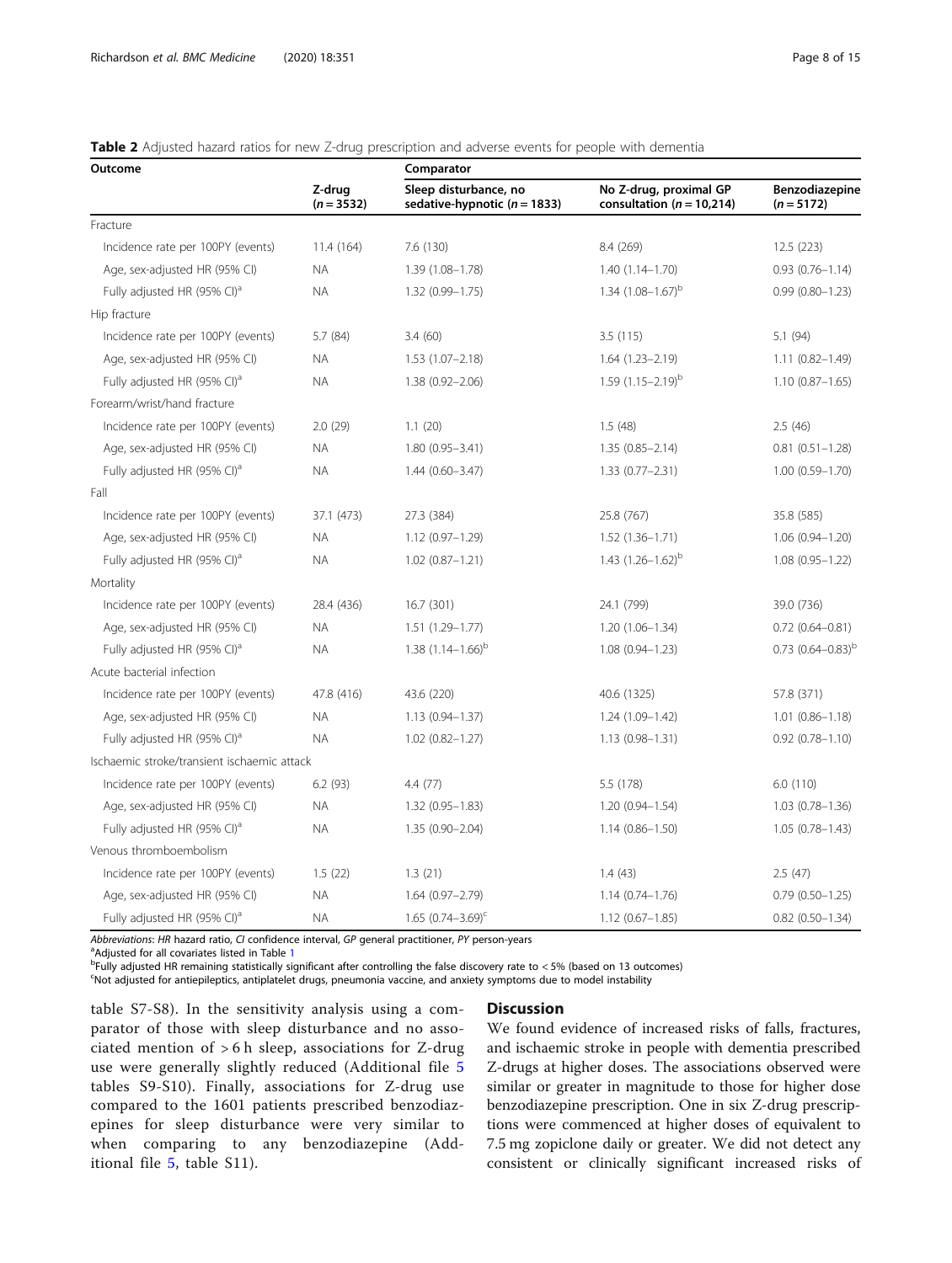**Table 2** Adjusted hazard ratios for new Z-drug prescription and adverse events for people with dementia

| Outcome | Comparator | | | |
|---|---|---|---|---|
| | Z-drug (*n* = 3532) | Sleep disturbance, no sedative-hypnotic (*n* = 1833) | No Z-drug, proximal GP consultation (*n* = 10,214) | Benzodiazepine (*n* = 5172) |
| Fracture | | | | |
| Incidence rate per 100PY (events) | 11.4 (164) | 7.6 (130) | 8.4 (269) | 12.5 (223) |
| Age, sex-adjusted HR (95% CI) | NA | 1.39 (1.08–1.78) | 1.40 (1.14–1.70) | 0.93 (0.76–1.14) |
| Fully adjusted HR (95% CI)[a] | NA | 1.32 (0.99–1.75) | 1.34 (1.08–1.67)[b] | 0.99 (0.80–1.23) |
| Hip fracture | | | | |
| Incidence rate per 100PY (events) | 5.7 (84) | 3.4 (60) | 3.5 (115) | 5.1 (94) |
| Age, sex-adjusted HR (95% CI) | NA | 1.53 (1.07–2.18) | 1.64 (1.23–2.19) | 1.11 (0.82–1.49) |
| Fully adjusted HR (95% CI)[a] | NA | 1.38 (0.92–2.06) | 1.59 (1.15–2.19)[b] | 1.10 (0.87–1.65) |
| Forearm/wrist/hand fracture | | | | |
| Incidence rate per 100PY (events) | 2.0 (29) | 1.1 (20) | 1.5 (48) | 2.5 (46) |
| Age, sex-adjusted HR (95% CI) | NA | 1.80 (0.95–3.41) | 1.35 (0.85–2.14) | 0.81 (0.51–1.28) |
| Fully adjusted HR (95% CI)[a] | NA | 1.44 (0.60–3.47) | 1.33 (0.77–2.31) | 1.00 (0.59–1.70) |
| Fall | | | | |
| Incidence rate per 100PY (events) | 37.1 (473) | 27.3 (384) | 25.8 (767) | 35.8 (585) |
| Age, sex-adjusted HR (95% CI) | NA | 1.12 (0.97–1.29) | 1.52 (1.36–1.71) | 1.06 (0.94–1.20) |
| Fully adjusted HR (95% CI)[a] | NA | 1.02 (0.87–1.21) | 1.43 (1.26–1.62)[b] | 1.08 (0.95–1.22) |
| Mortality | | | | |
| Incidence rate per 100PY (events) | 28.4 (436) | 16.7 (301) | 24.1 (799) | 39.0 (736) |
| Age, sex-adjusted HR (95% CI) | NA | 1.51 (1.29–1.77) | 1.20 (1.06–1.34) | 0.72 (0.64–0.81) |
| Fully adjusted HR (95% CI)[a] | NA | 1.38 (1.14–1.66)[b] | 1.08 (0.94–1.23) | 0.73 (0.64–0.83)[b] |
| Acute bacterial infection | | | | |
| Incidence rate per 100PY (events) | 47.8 (416) | 43.6 (220) | 40.6 (1325) | 57.8 (371) |
| Age, sex-adjusted HR (95% CI) | NA | 1.13 (0.94–1.37) | 1.24 (1.09–1.42) | 1.01 (0.86–1.18) |
| Fully adjusted HR (95% CI)[a] | NA | 1.02 (0.82–1.27) | 1.13 (0.98–1.31) | 0.92 (0.78–1.10) |
| Ischaemic stroke/transient ischaemic attack | | | | |
| Incidence rate per 100PY (events) | 6.2 (93) | 4.4 (77) | 5.5 (178) | 6.0 (110) |
| Age, sex-adjusted HR (95% CI) | NA | 1.32 (0.95–1.83) | 1.20 (0.94–1.54) | 1.03 (0.78–1.36) |
| Fully adjusted HR (95% CI)[a] | NA | 1.35 (0.90–2.04) | 1.14 (0.86–1.50) | 1.05 (0.78–1.43) |
| Venous thromboembolism | | | | |
| Incidence rate per 100PY (events) | 1.5 (22) | 1.3 (21) | 1.4 (43) | 2.5 (47) |
| Age, sex-adjusted HR (95% CI) | NA | 1.64 (0.97–2.79) | 1.14 (0.74–1.76) | 0.79 (0.50–1.25) |
| Fully adjusted HR (95% CI)[a] | NA | 1.65 (0.74–3.69)[c] | 1.12 (0.67–1.85) | 0.82 (0.50–1.34) |

*Abbreviations*: *HR* hazard ratio, *CI* confidence interval, *GP* general practitioner, *PY* person-years

[a]Adjusted for all covariates listed in Table 1

[b]Fully adjusted HR remaining statistically significant after controlling the false discovery rate to < 5% (based on 13 outcomes)

[c]Not adjusted for antiepileptics, antiplatelet drugs, pneumonia vaccine, and anxiety symptoms due to model instability

table S7-S8). In the sensitivity analysis using a comparator of those with sleep disturbance and no associated mention of > 6 h sleep, associations for Z-drug use were generally slightly reduced (Additional file 5 tables S9-S10). Finally, associations for Z-drug use compared to the 1601 patients prescribed benzodiazepines for sleep disturbance were very similar to when comparing to any benzodiazepine (Additional file 5, table S11).

## Discussion

We found evidence of increased risks of falls, fractures, and ischaemic stroke in people with dementia prescribed Z-drugs at higher doses. The associations observed were similar or greater in magnitude to those for higher dose benzodiazepine prescription. One in six Z-drug prescriptions were commenced at higher doses of equivalent to 7.5 mg zopiclone daily or greater. We did not detect any consistent or clinically significant increased risks of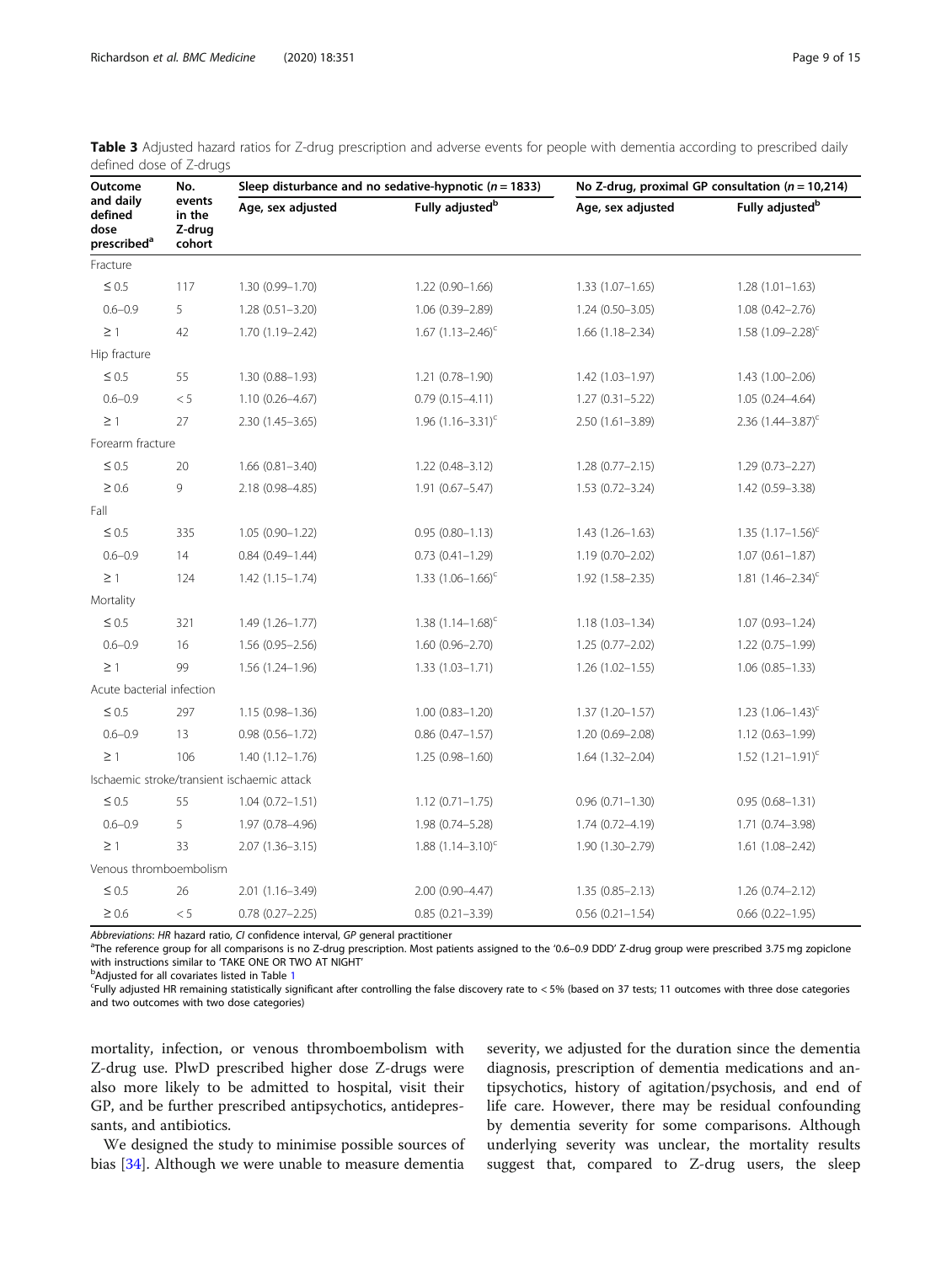**Table 3** Adjusted hazard ratios for Z-drug prescription and adverse events for people with dementia according to prescribed daily defined dose of Z-drugs

| Outcome and daily defined dose prescribed[a] | No. events in the Z-drug cohort | Sleep disturbance and no sedative-hypnotic (n = 1833) | | No Z-drug, proximal GP consultation (n = 10,214) | |
|---|---|---|---|---|---|
| | | Age, sex adjusted | Fully adjusted[b] | Age, sex adjusted | Fully adjusted[b] |
| Fracture | | | | | |
| ≤ 0.5 | 117 | 1.30 (0.99–1.70) | 1.22 (0.90–1.66) | 1.33 (1.07–1.65) | 1.28 (1.01–1.63) |
| 0.6–0.9 | 5 | 1.28 (0.51–3.20) | 1.06 (0.39–2.89) | 1.24 (0.50–3.05) | 1.08 (0.42–2.76) |
| ≥ 1 | 42 | 1.70 (1.19–2.42) | 1.67 (1.13–2.46)[c] | 1.66 (1.18–2.34) | 1.58 (1.09–2.28)[c] |
| Hip fracture | | | | | |
| ≤ 0.5 | 55 | 1.30 (0.88–1.93) | 1.21 (0.78–1.90) | 1.42 (1.03–1.97) | 1.43 (1.00–2.06) |
| 0.6–0.9 | < 5 | 1.10 (0.26–4.67) | 0.79 (0.15–4.11) | 1.27 (0.31–5.22) | 1.05 (0.24–4.64) |
| ≥ 1 | 27 | 2.30 (1.45–3.65) | 1.96 (1.16–3.31)[c] | 2.50 (1.61–3.89) | 2.36 (1.44–3.87)[c] |
| Forearm fracture | | | | | |
| ≤ 0.5 | 20 | 1.66 (0.81–3.40) | 1.22 (0.48–3.12) | 1.28 (0.77–2.15) | 1.29 (0.73–2.27) |
| ≥ 0.6 | 9 | 2.18 (0.98–4.85) | 1.91 (0.67–5.47) | 1.53 (0.72–3.24) | 1.42 (0.59–3.38) |
| Fall | | | | | |
| ≤ 0.5 | 335 | 1.05 (0.90–1.22) | 0.95 (0.80–1.13) | 1.43 (1.26–1.63) | 1.35 (1.17–1.56)[c] |
| 0.6–0.9 | 14 | 0.84 (0.49–1.44) | 0.73 (0.41–1.29) | 1.19 (0.70–2.02) | 1.07 (0.61–1.87) |
| ≥ 1 | 124 | 1.42 (1.15–1.74) | 1.33 (1.06–1.66)[c] | 1.92 (1.58–2.35) | 1.81 (1.46–2.34)[c] |
| Mortality | | | | | |
| ≤ 0.5 | 321 | 1.49 (1.26–1.77) | 1.38 (1.14–1.68)[c] | 1.18 (1.03–1.34) | 1.07 (0.93–1.24) |
| 0.6–0.9 | 16 | 1.56 (0.95–2.56) | 1.60 (0.96–2.70) | 1.25 (0.77–2.02) | 1.22 (0.75–1.99) |
| ≥ 1 | 99 | 1.56 (1.24–1.96) | 1.33 (1.03–1.71) | 1.26 (1.02–1.55) | 1.06 (0.85–1.33) |
| Acute bacterial infection | | | | | |
| ≤ 0.5 | 297 | 1.15 (0.98–1.36) | 1.00 (0.83–1.20) | 1.37 (1.20–1.57) | 1.23 (1.06–1.43)[c] |
| 0.6–0.9 | 13 | 0.98 (0.56–1.72) | 0.86 (0.47–1.57) | 1.20 (0.69–2.08) | 1.12 (0.63–1.99) |
| ≥ 1 | 106 | 1.40 (1.12–1.76) | 1.25 (0.98–1.60) | 1.64 (1.32–2.04) | 1.52 (1.21–1.91)[c] |
| Ischaemic stroke/transient ischaemic attack | | | | | |
| ≤ 0.5 | 55 | 1.04 (0.72–1.51) | 1.12 (0.71–1.75) | 0.96 (0.71–1.30) | 0.95 (0.68–1.31) |
| 0.6–0.9 | 5 | 1.97 (0.78–4.96) | 1.98 (0.74–5.28) | 1.74 (0.72–4.19) | 1.71 (0.74–3.98) |
| ≥ 1 | 33 | 2.07 (1.36–3.15) | 1.88 (1.14–3.10)[c] | 1.90 (1.30–2.79) | 1.61 (1.08–2.42) |
| Venous thromboembolism | | | | | |
| ≤ 0.5 | 26 | 2.01 (1.16–3.49) | 2.00 (0.90–4.47) | 1.35 (0.85–2.13) | 1.26 (0.74–2.12) |
| ≥ 0.6 | < 5 | 0.78 (0.27–2.25) | 0.85 (0.21–3.39) | 0.56 (0.21–1.54) | 0.66 (0.22–1.95) |

*Abbreviations*: *HR* hazard ratio, *CI* confidence interval, *GP* general practitioner

[a]The reference group for all comparisons is no Z-drug prescription. Most patients assigned to the '0.6–0.9 DDD' Z-drug group were prescribed 3.75 mg zopiclone with instructions similar to 'TAKE ONE OR TWO AT NIGHT'

[b]Adjusted for all covariates listed in Table 1

[c]Fully adjusted HR remaining statistically significant after controlling the false discovery rate to < 5% (based on 37 tests; 11 outcomes with three dose categories and two outcomes with two dose categories)

mortality, infection, or venous thromboembolism with Z-drug use. PlwD prescribed higher dose Z-drugs were also more likely to be admitted to hospital, visit their GP, and be further prescribed antipsychotics, antidepressants, and antibiotics.

We designed the study to minimise possible sources of bias [34]. Although we were unable to measure dementia severity, we adjusted for the duration since the dementia diagnosis, prescription of dementia medications and antipsychotics, history of agitation/psychosis, and end of life care. However, there may be residual confounding by dementia severity for some comparisons. Although underlying severity was unclear, the mortality results suggest that, compared to Z-drug users, the sleep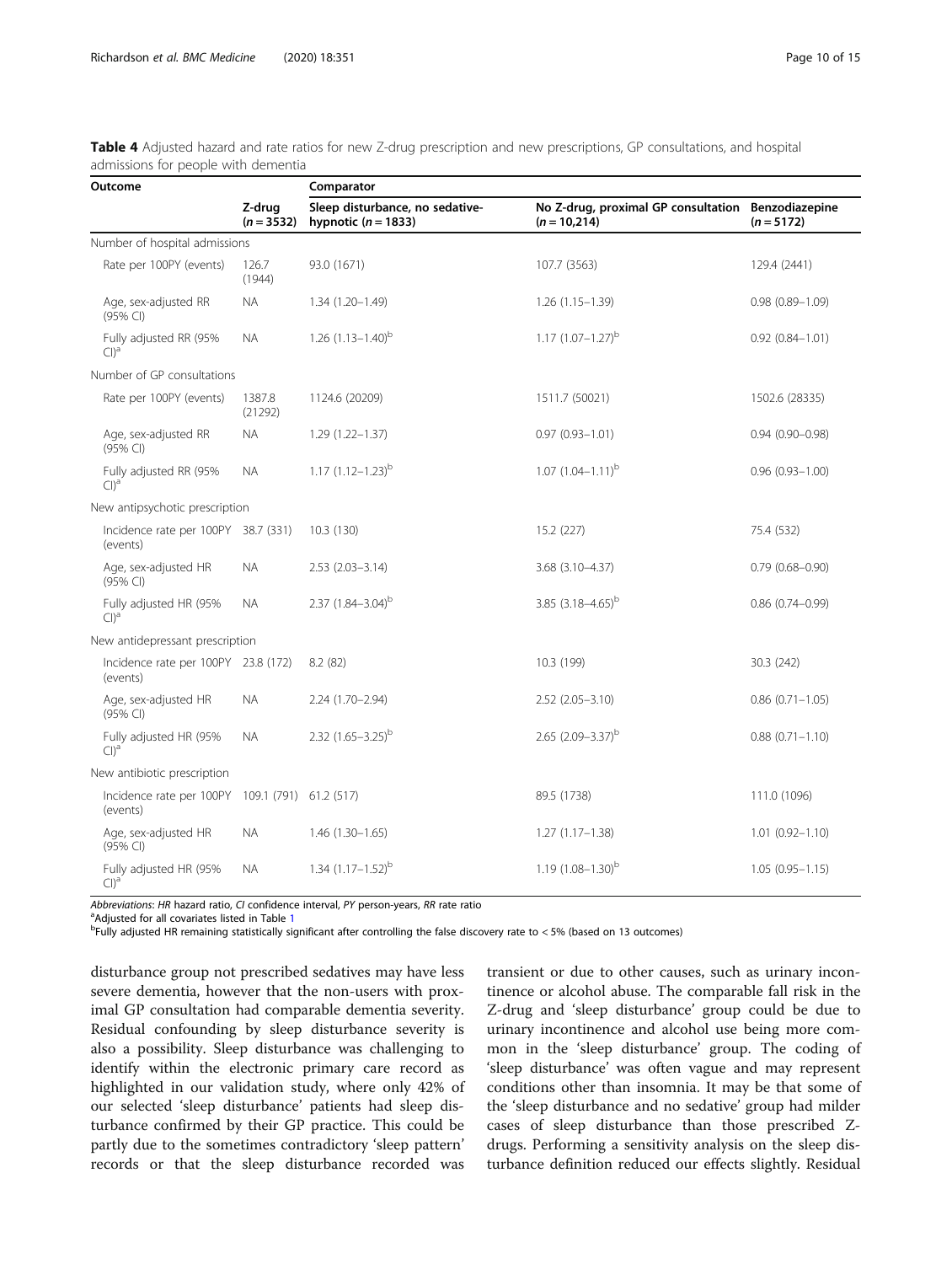**Table 4** Adjusted hazard and rate ratios for new Z-drug prescription and new prescriptions, GP consultations, and hospital admissions for people with dementia

| Outcome | Z-drug (*n* = 3532) | Comparator | | |
|---|---|---|---|---|
| | | Sleep disturbance, no sedative-hypnotic (*n* = 1833) | No Z-drug, proximal GP consultation (*n* = 10,214) | Benzodiazepine (*n* = 5172) |
| Number of hospital admissions | | | | |
| Rate per 100PY (events) | 126.7 (1944) | 93.0 (1671) | 107.7 (3563) | 129.4 (2441) |
| Age, sex-adjusted RR (95% CI) | NA | 1.34 (1.20–1.49) | 1.26 (1.15–1.39) | 0.98 (0.89–1.09) |
| Fully adjusted RR (95% CI)[a] | NA | 1.26 (1.13–1.40)[b] | 1.17 (1.07–1.27)[b] | 0.92 (0.84–1.01) |
| Number of GP consultations | | | | |
| Rate per 100PY (events) | 1387.8 (21292) | 1124.6 (20209) | 1511.7 (50021) | 1502.6 (28335) |
| Age, sex-adjusted RR (95% CI) | NA | 1.29 (1.22–1.37) | 0.97 (0.93–1.01) | 0.94 (0.90–0.98) |
| Fully adjusted RR (95% CI)[a] | NA | 1.17 (1.12–1.23)[b] | 1.07 (1.04–1.11)[b] | 0.96 (0.93–1.00) |
| New antipsychotic prescription | | | | |
| Incidence rate per 100PY (events) | 38.7 (331) | 10.3 (130) | 15.2 (227) | 75.4 (532) |
| Age, sex-adjusted HR (95% CI) | NA | 2.53 (2.03–3.14) | 3.68 (3.10–4.37) | 0.79 (0.68–0.90) |
| Fully adjusted HR (95% CI)[a] | NA | 2.37 (1.84–3.04)[b] | 3.85 (3.18–4.65)[b] | 0.86 (0.74–0.99) |
| New antidepressant prescription | | | | |
| Incidence rate per 100PY (events) | 23.8 (172) | 8.2 (82) | 10.3 (199) | 30.3 (242) |
| Age, sex-adjusted HR (95% CI) | NA | 2.24 (1.70–2.94) | 2.52 (2.05–3.10) | 0.86 (0.71–1.05) |
| Fully adjusted HR (95% CI)[a] | NA | 2.32 (1.65–3.25)[b] | 2.65 (2.09–3.37)[b] | 0.88 (0.71–1.10) |
| New antibiotic prescription | | | | |
| Incidence rate per 100PY (events) | 109.1 (791) | 61.2 (517) | 89.5 (1738) | 111.0 (1096) |
| Age, sex-adjusted HR (95% CI) | NA | 1.46 (1.30–1.65) | 1.27 (1.17–1.38) | 1.01 (0.92–1.10) |
| Fully adjusted HR (95% CI)[a] | NA | 1.34 (1.17–1.52)[b] | 1.19 (1.08–1.30)[b] | 1.05 (0.95–1.15) |

*Abbreviations*: *HR* hazard ratio, *CI* confidence interval, *PY* person-years, *RR* rate ratio

[a]Adjusted for all covariates listed in Table 1

[b]Fully adjusted HR remaining statistically significant after controlling the false discovery rate to < 5% (based on 13 outcomes)

disturbance group not prescribed sedatives may have less severe dementia, however that the non-users with proximal GP consultation had comparable dementia severity. Residual confounding by sleep disturbance severity is also a possibility. Sleep disturbance was challenging to identify within the electronic primary care record as highlighted in our validation study, where only 42% of our selected 'sleep disturbance' patients had sleep disturbance confirmed by their GP practice. This could be partly due to the sometimes contradictory 'sleep pattern' records or that the sleep disturbance recorded was transient or due to other causes, such as urinary incontinence or alcohol abuse. The comparable fall risk in the Z-drug and 'sleep disturbance' group could be due to urinary incontinence and alcohol use being more common in the 'sleep disturbance' group. The coding of 'sleep disturbance' was often vague and may represent conditions other than insomnia. It may be that some of the 'sleep disturbance and no sedative' group had milder cases of sleep disturbance than those prescribed Z-drugs. Performing a sensitivity analysis on the sleep disturbance definition reduced our effects slightly. Residual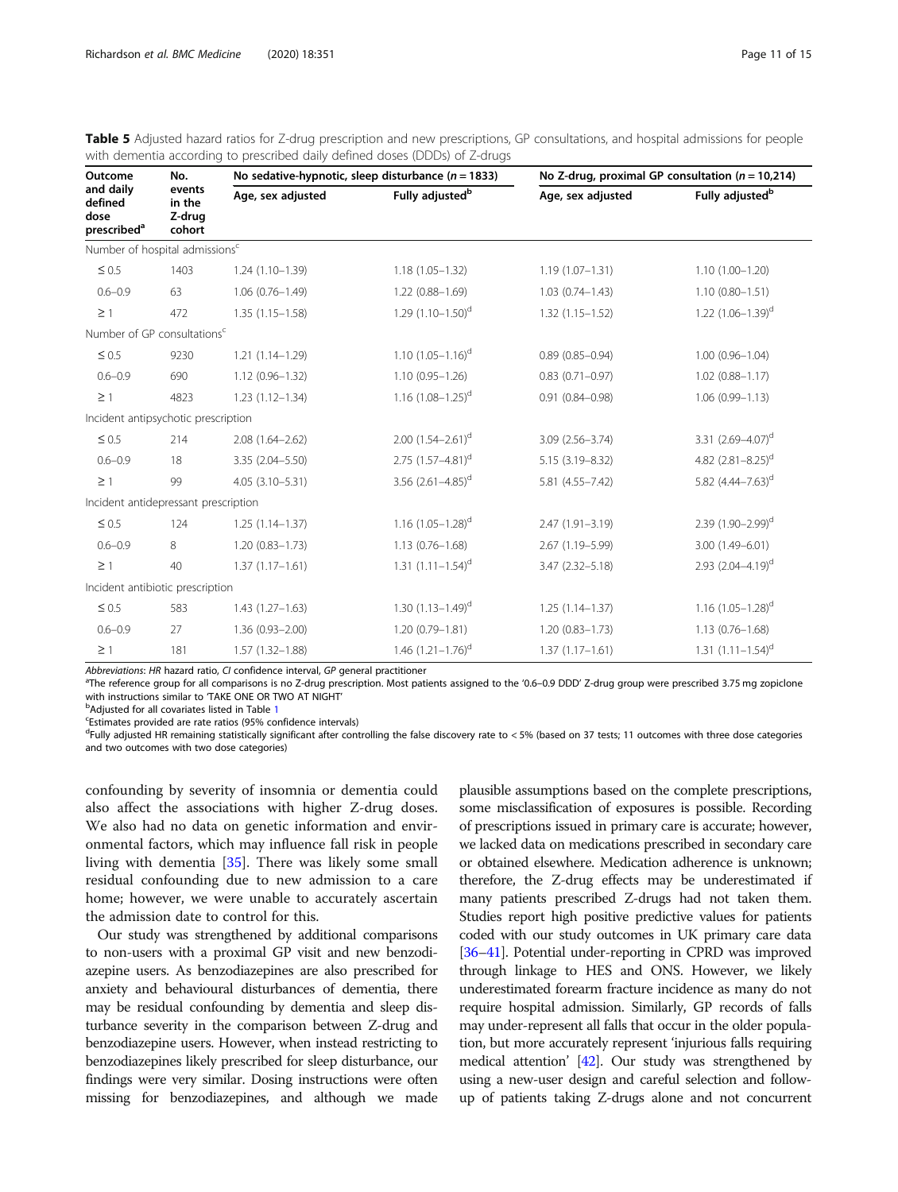**Table 5** Adjusted hazard ratios for Z-drug prescription and new prescriptions, GP consultations, and hospital admissions for people with dementia according to prescribed daily defined doses (DDDs) of Z-drugs

| Outcome and daily defined dose prescribed[a] | No. events in the Z-drug cohort | No sedative-hypnotic, sleep disturbance ($n = 1833$) | | No Z-drug, proximal GP consultation ($n = 10,214$) | |
|---|---|---|---|---|---|
| | | Age, sex adjusted | Fully adjusted[b] | Age, sex adjusted | Fully adjusted[b] |
| Number of hospital admissions[c] | | | | | |
| ≤ 0.5 | 1403 | 1.24 (1.10–1.39) | 1.18 (1.05–1.32) | 1.19 (1.07–1.31) | 1.10 (1.00–1.20) |
| 0.6–0.9 | 63 | 1.06 (0.76–1.49) | 1.22 (0.88–1.69) | 1.03 (0.74–1.43) | 1.10 (0.80–1.51) |
| ≥ 1 | 472 | 1.35 (1.15–1.58) | 1.29 (1.10–1.50)[d] | 1.32 (1.15–1.52) | 1.22 (1.06–1.39)[d] |
| Number of GP consultations[c] | | | | | |
| ≤ 0.5 | 9230 | 1.21 (1.14–1.29) | 1.10 (1.05–1.16)[d] | 0.89 (0.85–0.94) | 1.00 (0.96–1.04) |
| 0.6–0.9 | 690 | 1.12 (0.96–1.32) | 1.10 (0.95–1.26) | 0.83 (0.71–0.97) | 1.02 (0.88–1.17) |
| ≥ 1 | 4823 | 1.23 (1.12–1.34) | 1.16 (1.08–1.25)[d] | 0.91 (0.84–0.98) | 1.06 (0.99–1.13) |
| Incident antipsychotic prescription | | | | | |
| ≤ 0.5 | 214 | 2.08 (1.64–2.62) | 2.00 (1.54–2.61)[d] | 3.09 (2.56–3.74) | 3.31 (2.69–4.07)[d] |
| 0.6–0.9 | 18 | 3.35 (2.04–5.50) | 2.75 (1.57–4.81)[d] | 5.15 (3.19–8.32) | 4.82 (2.81–8.25)[d] |
| ≥ 1 | 99 | 4.05 (3.10–5.31) | 3.56 (2.61–4.85)[d] | 5.81 (4.55–7.42) | 5.82 (4.44–7.63)[d] |
| Incident antidepressant prescription | | | | | |
| ≤ 0.5 | 124 | 1.25 (1.14–1.37) | 1.16 (1.05–1.28)[d] | 2.47 (1.91–3.19) | 2.39 (1.90–2.99)[d] |
| 0.6–0.9 | 8 | 1.20 (0.83–1.73) | 1.13 (0.76–1.68) | 2.67 (1.19–5.99) | 3.00 (1.49–6.01) |
| ≥ 1 | 40 | 1.37 (1.17–1.61) | 1.31 (1.11–1.54)[d] | 3.47 (2.32–5.18) | 2.93 (2.04–4.19)[d] |
| Incident antibiotic prescription | | | | | |
| ≤ 0.5 | 583 | 1.43 (1.27–1.63) | 1.30 (1.13–1.49)[d] | 1.25 (1.14–1.37) | 1.16 (1.05–1.28)[d] |
| 0.6–0.9 | 27 | 1.36 (0.93–2.00) | 1.20 (0.79–1.81) | 1.20 (0.83–1.73) | 1.13 (0.76–1.68) |
| ≥ 1 | 181 | 1.57 (1.32–1.88) | 1.46 (1.21–1.76)[d] | 1.37 (1.17–1.61) | 1.31 (1.11–1.54)[d] |

*Abbreviations*: *HR* hazard ratio, *CI* confidence interval, *GP* general practitioner

[a]The reference group for all comparisons is no Z-drug prescription. Most patients assigned to the '0.6–0.9 DDD' Z-drug group were prescribed 3.75 mg zopiclone with instructions similar to 'TAKE ONE OR TWO AT NIGHT'

[b]Adjusted for all covariates listed in Table 1

[c]Estimates provided are rate ratios (95% confidence intervals)

[d]Fully adjusted HR remaining statistically significant after controlling the false discovery rate to < 5% (based on 37 tests; 11 outcomes with three dose categories and two outcomes with two dose categories)

confounding by severity of insomnia or dementia could also affect the associations with higher Z-drug doses. We also had no data on genetic information and environmental factors, which may influence fall risk in people living with dementia [35]. There was likely some small residual confounding due to new admission to a care home; however, we were unable to accurately ascertain the admission date to control for this.

Our study was strengthened by additional comparisons to non-users with a proximal GP visit and new benzodiazepine users. As benzodiazepines are also prescribed for anxiety and behavioural disturbances of dementia, there may be residual confounding by dementia and sleep disturbance severity in the comparison between Z-drug and benzodiazepine users. However, when instead restricting to benzodiazepines likely prescribed for sleep disturbance, our findings were very similar. Dosing instructions were often missing for benzodiazepines, and although we made plausible assumptions based on the complete prescriptions, some misclassification of exposures is possible. Recording of prescriptions issued in primary care is accurate; however, we lacked data on medications prescribed in secondary care or obtained elsewhere. Medication adherence is unknown; therefore, the Z-drug effects may be underestimated if many patients prescribed Z-drugs had not taken them. Studies report high positive predictive values for patients coded with our study outcomes in UK primary care data [36–41]. Potential under-reporting in CPRD was improved through linkage to HES and ONS. However, we likely underestimated forearm fracture incidence as many do not require hospital admission. Similarly, GP records of falls may under-represent all falls that occur in the older population, but more accurately represent 'injurious falls requiring medical attention' [42]. Our study was strengthened by using a new-user design and careful selection and follow-up of patients taking Z-drugs alone and not concurrent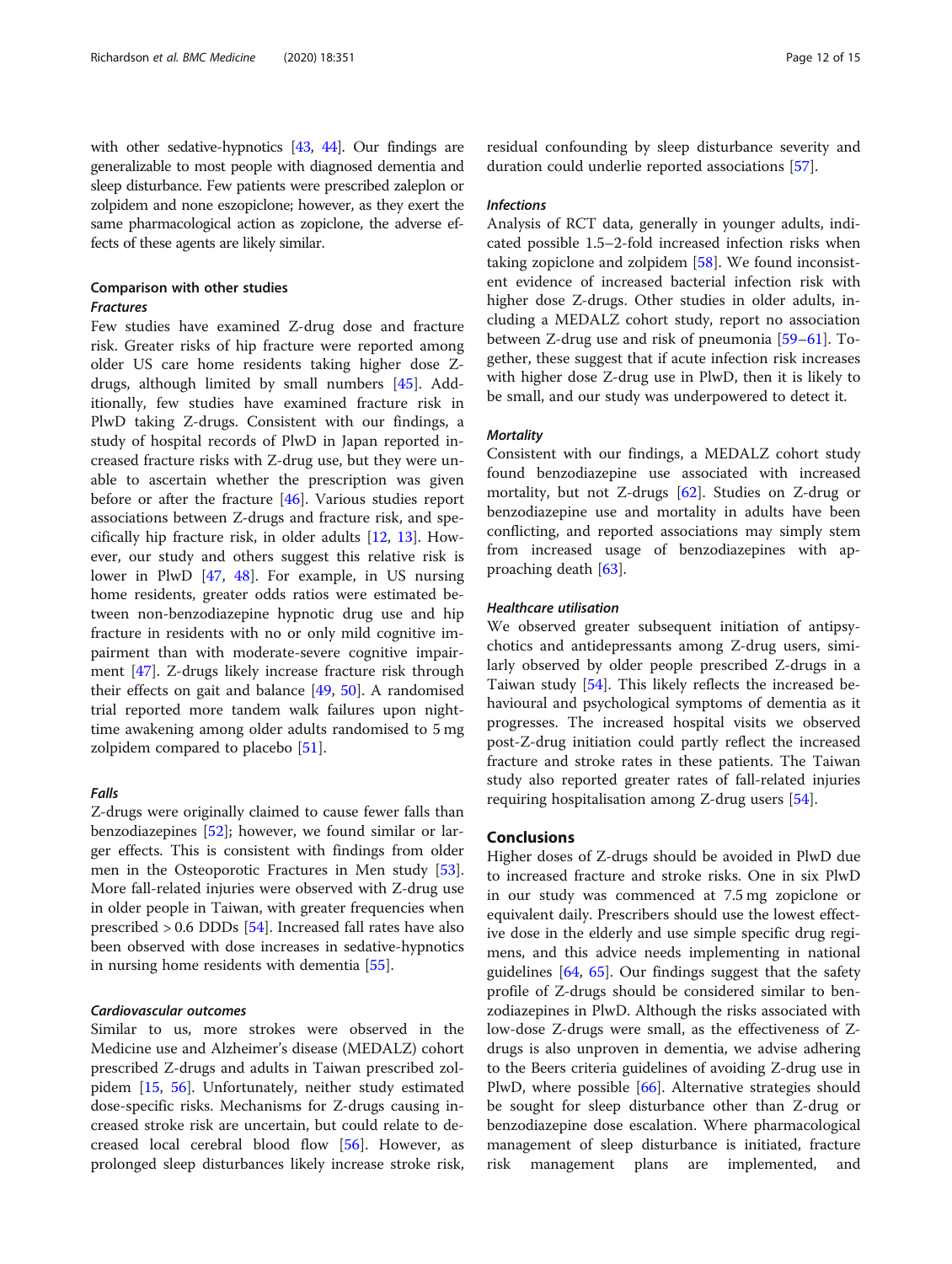with other sedative-hypnotics [43, 44]. Our findings are generalizable to most people with diagnosed dementia and sleep disturbance. Few patients were prescribed zaleplon or zolpidem and none eszopiclone; however, as they exert the same pharmacological action as zopiclone, the adverse effects of these agents are likely similar.

### Comparison with other studies

#### *Fractures*

Few studies have examined Z-drug dose and fracture risk. Greater risks of hip fracture were reported among older US care home residents taking higher dose Z-drugs, although limited by small numbers [45]. Additionally, few studies have examined fracture risk in PlwD taking Z-drugs. Consistent with our findings, a study of hospital records of PlwD in Japan reported increased fracture risks with Z-drug use, but they were unable to ascertain whether the prescription was given before or after the fracture [46]. Various studies report associations between Z-drugs and fracture risk, and specifically hip fracture risk, in older adults [12, 13]. However, our study and others suggest this relative risk is lower in PlwD [47, 48]. For example, in US nursing home residents, greater odds ratios were estimated between non-benzodiazepine hypnotic drug use and hip fracture in residents with no or only mild cognitive impairment than with moderate-severe cognitive impairment [47]. Z-drugs likely increase fracture risk through their effects on gait and balance [49, 50]. A randomised trial reported more tandem walk failures upon night-time awakening among older adults randomised to 5 mg zolpidem compared to placebo [51].

#### *Falls*

Z-drugs were originally claimed to cause fewer falls than benzodiazepines [52]; however, we found similar or larger effects. This is consistent with findings from older men in the Osteoporotic Fractures in Men study [53]. More fall-related injuries were observed with Z-drug use in older people in Taiwan, with greater frequencies when prescribed > 0.6 DDDs [54]. Increased fall rates have also been observed with dose increases in sedative-hypnotics in nursing home residents with dementia [55].

#### *Cardiovascular outcomes*

Similar to us, more strokes were observed in the Medicine use and Alzheimer's disease (MEDALZ) cohort prescribed Z-drugs and adults in Taiwan prescribed zolpidem [15, 56]. Unfortunately, neither study estimated dose-specific risks. Mechanisms for Z-drugs causing increased stroke risk are uncertain, but could relate to decreased local cerebral blood flow [56]. However, as prolonged sleep disturbances likely increase stroke risk, residual confounding by sleep disturbance severity and duration could underlie reported associations [57].

#### *Infections*

Analysis of RCT data, generally in younger adults, indicated possible 1.5–2-fold increased infection risks when taking zopiclone and zolpidem [58]. We found inconsistent evidence of increased bacterial infection risk with higher dose Z-drugs. Other studies in older adults, including a MEDALZ cohort study, report no association between Z-drug use and risk of pneumonia [59–61]. Together, these suggest that if acute infection risk increases with higher dose Z-drug use in PlwD, then it is likely to be small, and our study was underpowered to detect it.

#### *Mortality*

Consistent with our findings, a MEDALZ cohort study found benzodiazepine use associated with increased mortality, but not Z-drugs [62]. Studies on Z-drug or benzodiazepine use and mortality in adults have been conflicting, and reported associations may simply stem from increased usage of benzodiazepines with approaching death [63].

#### *Healthcare utilisation*

We observed greater subsequent initiation of antipsychotics and antidepressants among Z-drug users, similarly observed by older people prescribed Z-drugs in a Taiwan study [54]. This likely reflects the increased behavioural and psychological symptoms of dementia as it progresses. The increased hospital visits we observed post-Z-drug initiation could partly reflect the increased fracture and stroke rates in these patients. The Taiwan study also reported greater rates of fall-related injuries requiring hospitalisation among Z-drug users [54].

## Conclusions

Higher doses of Z-drugs should be avoided in PlwD due to increased fracture and stroke risks. One in six PlwD in our study was commenced at 7.5 mg zopiclone or equivalent daily. Prescribers should use the lowest effective dose in the elderly and use simple specific drug regimens, and this advice needs implementing in national guidelines [64, 65]. Our findings suggest that the safety profile of Z-drugs should be considered similar to benzodiazepines in PlwD. Although the risks associated with low-dose Z-drugs were small, as the effectiveness of Z-drugs is also unproven in dementia, we advise adhering to the Beers criteria guidelines of avoiding Z-drug use in PlwD, where possible [66]. Alternative strategies should be sought for sleep disturbance other than Z-drug or benzodiazepine dose escalation. Where pharmacological management of sleep disturbance is initiated, fracture risk management plans are implemented, and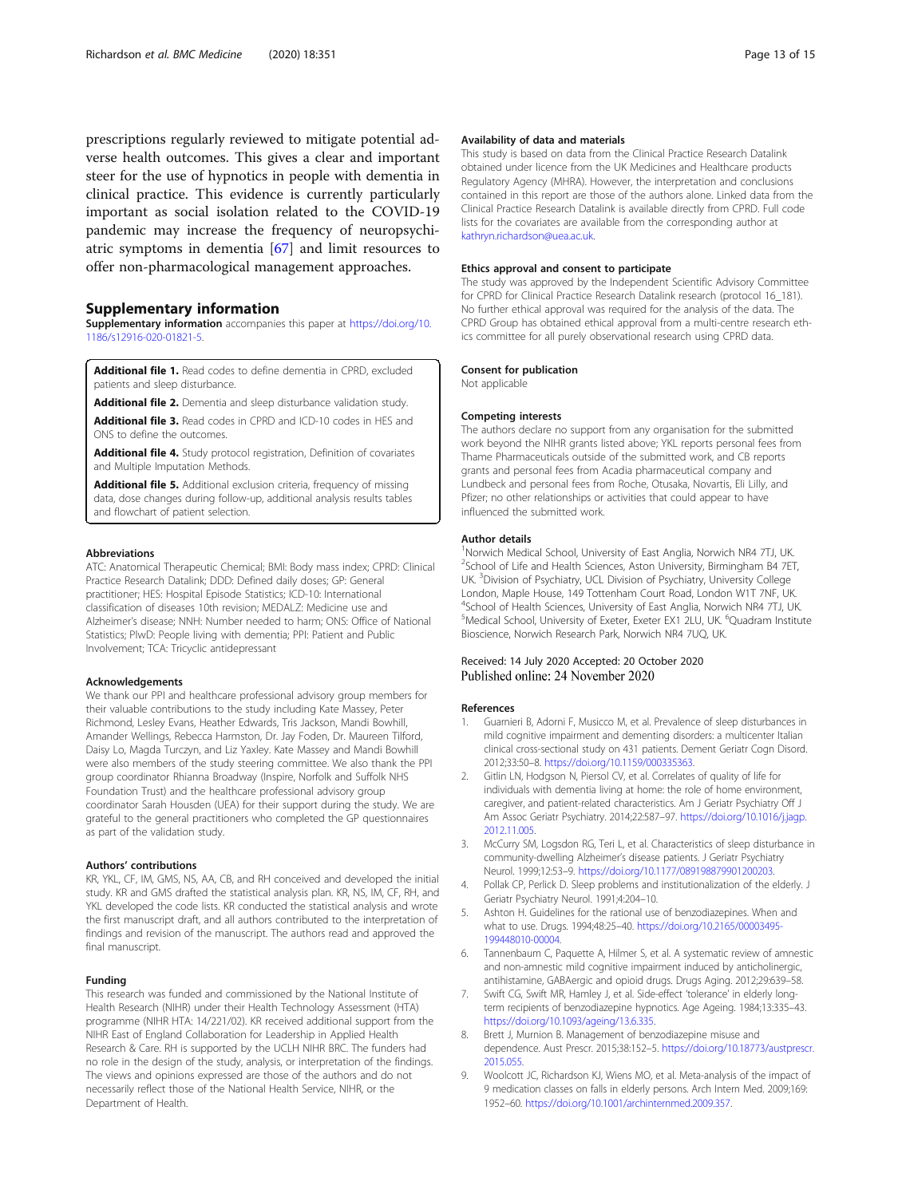prescriptions regularly reviewed to mitigate potential adverse health outcomes. This gives a clear and important steer for the use of hypnotics in people with dementia in clinical practice. This evidence is currently particularly important as social isolation related to the COVID-19 pandemic may increase the frequency of neuropsychiatric symptoms in dementia [67] and limit resources to offer non-pharmacological management approaches.

## Supplementary information

**Supplementary information** accompanies this paper at https://doi.org/10.1186/s12916-020-01821-5.

**Additional file 1.** Read codes to define dementia in CPRD, excluded patients and sleep disturbance.

**Additional file 2.** Dementia and sleep disturbance validation study.

**Additional file 3.** Read codes in CPRD and ICD-10 codes in HES and ONS to define the outcomes.

**Additional file 4.** Study protocol registration, Definition of covariates and Multiple Imputation Methods.

**Additional file 5.** Additional exclusion criteria, frequency of missing data, dose changes during follow-up, additional analysis results tables and flowchart of patient selection.

#### Abbreviations

ATC: Anatomical Therapeutic Chemical; BMI: Body mass index; CPRD: Clinical Practice Research Datalink; DDD: Defined daily doses; GP: General practitioner; HES: Hospital Episode Statistics; ICD-10: International classification of diseases 10th revision; MEDALZ: Medicine use and Alzheimer's disease; NNH: Number needed to harm; ONS: Office of National Statistics; PlwD: People living with dementia; PPI: Patient and Public Involvement; TCA: Tricyclic antidepressant

#### Acknowledgements

We thank our PPI and healthcare professional advisory group members for their valuable contributions to the study including Kate Massey, Peter Richmond, Lesley Evans, Heather Edwards, Tris Jackson, Mandi Bowhill, Amander Wellings, Rebecca Harmston, Dr. Jay Foden, Dr. Maureen Tilford, Daisy Lo, Magda Turczyn, and Liz Yaxley. Kate Massey and Mandi Bowhill were also members of the study steering committee. We also thank the PPI group coordinator Rhianna Broadway (Inspire, Norfolk and Suffolk NHS Foundation Trust) and the healthcare professional advisory group coordinator Sarah Housden (UEA) for their support during the study. We are grateful to the general practitioners who completed the GP questionnaires as part of the validation study.

#### Authors' contributions

KR, YKL, CF, IM, GMS, NS, AA, CB, and RH conceived and developed the initial study. KR and GMS drafted the statistical analysis plan. KR, NS, IM, CF, RH, and YKL developed the code lists. KR conducted the statistical analysis and wrote the first manuscript draft, and all authors contributed to the interpretation of findings and revision of the manuscript. The authors read and approved the final manuscript.

#### Funding

This research was funded and commissioned by the National Institute of Health Research (NIHR) under their Health Technology Assessment (HTA) programme (NIHR HTA: 14/221/02). KR received additional support from the NIHR East of England Collaboration for Leadership in Applied Health Research & Care. RH is supported by the UCLH NIHR BRC. The funders had no role in the design of the study, analysis, or interpretation of the findings. The views and opinions expressed are those of the authors and do not necessarily reflect those of the National Health Service, NIHR, or the Department of Health.

#### Availability of data and materials

This study is based on data from the Clinical Practice Research Datalink obtained under licence from the UK Medicines and Healthcare products Regulatory Agency (MHRA). However, the interpretation and conclusions contained in this report are those of the authors alone. Linked data from the Clinical Practice Research Datalink is available directly from CPRD. Full code lists for the covariates are available from the corresponding author at kathryn.richardson@uea.ac.uk.

#### Ethics approval and consent to participate

The study was approved by the Independent Scientific Advisory Committee for CPRD for Clinical Practice Research Datalink research (protocol 16_181). No further ethical approval was required for the analysis of the data. The CPRD Group has obtained ethical approval from a multi-centre research ethics committee for all purely observational research using CPRD data.

#### Consent for publication

Not applicable

#### Competing interests

The authors declare no support from any organisation for the submitted work beyond the NIHR grants listed above; YKL reports personal fees from Thame Pharmaceuticals outside of the submitted work, and CB reports grants and personal fees from Acadia pharmaceutical company and Lundbeck and personal fees from Roche, Otusaka, Novartis, Eli Lilly, and Pfizer; no other relationships or activities that could appear to have influenced the submitted work.

#### Author details

[1]Norwich Medical School, University of East Anglia, Norwich NR4 7TJ, UK. [2]School of Life and Health Sciences, Aston University, Birmingham B4 7ET, UK. [3]Division of Psychiatry, UCL Division of Psychiatry, University College London, Maple House, 149 Tottenham Court Road, London W1T 7NF, UK. [4]School of Health Sciences, University of East Anglia, Norwich NR4 7TJ, UK. [5]Medical School, University of Exeter, Exeter EX1 2LU, UK. [6]Quadram Institute Bioscience, Norwich Research Park, Norwich NR4 7UQ, UK.

Received: 14 July 2020 Accepted: 20 October 2020
Published online: 24 November 2020

#### References

1. Guarnieri B, Adorni F, Musicco M, et al. Prevalence of sleep disturbances in mild cognitive impairment and dementing disorders: a multicenter Italian clinical cross-sectional study on 431 patients. Dement Geriatr Cogn Disord. 2012;33:50–8. https://doi.org/10.1159/000335363.
2. Gitlin LN, Hodgson N, Piersol CV, et al. Correlates of quality of life for individuals with dementia living at home: the role of home environment, caregiver, and patient-related characteristics. Am J Geriatr Psychiatry Off J Am Assoc Geriatr Psychiatry. 2014;22:587–97. https://doi.org/10.1016/j.jagp.2012.11.005.
3. McCurry SM, Logsdon RG, Teri L, et al. Characteristics of sleep disturbance in community-dwelling Alzheimer's disease patients. J Geriatr Psychiatry Neurol. 1999;12:53–9. https://doi.org/10.1177/089198879901200203.
4. Pollak CP, Perlick D. Sleep problems and institutionalization of the elderly. J Geriatr Psychiatry Neurol. 1991;4:204–10.
5. Ashton H. Guidelines for the rational use of benzodiazepines. When and what to use. Drugs. 1994;48:25–40. https://doi.org/10.2165/00003495-199448010-00004.
6. Tannenbaum C, Paquette A, Hilmer S, et al. A systematic review of amnestic and non-amnestic mild cognitive impairment induced by anticholinergic, antihistamine, GABAergic and opioid drugs. Drugs Aging. 2012;29:639–58.
7. Swift CG, Swift MR, Hamley J, et al. Side-effect 'tolerance' in elderly long-term recipients of benzodiazepine hypnotics. Age Ageing. 1984;13:335–43. https://doi.org/10.1093/ageing/13.6.335.
8. Brett J, Murnion B. Management of benzodiazepine misuse and dependence. Aust Prescr. 2015;38:152–5. https://doi.org/10.18773/austprescr.2015.055.
9. Woolcott JC, Richardson KJ, Wiens MO, et al. Meta-analysis of the impact of 9 medication classes on falls in elderly persons. Arch Intern Med. 2009;169:1952–60. https://doi.org/10.1001/archinternmed.2009.357.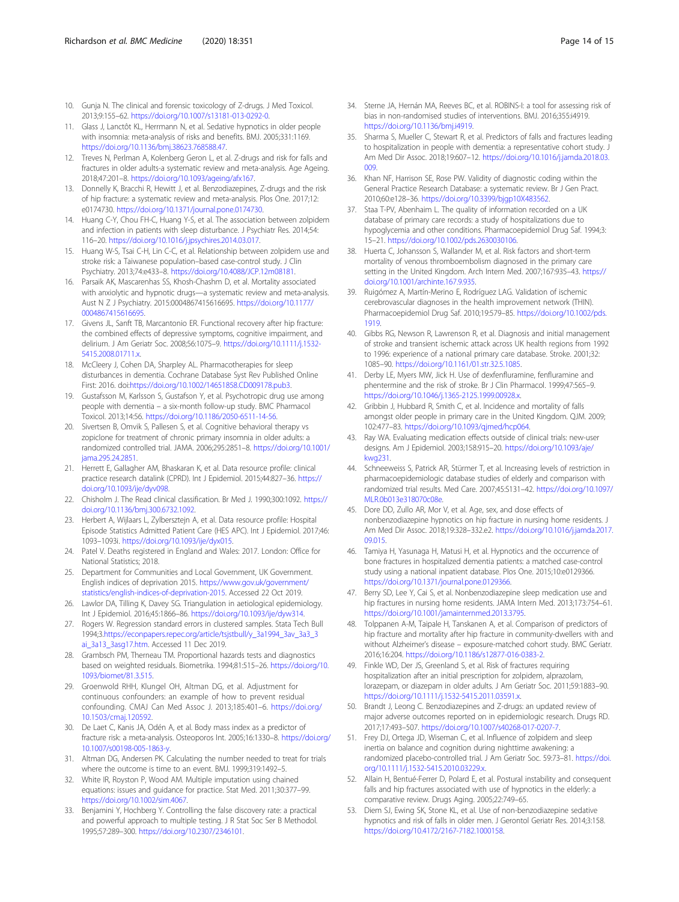10. Gunja N. The clinical and forensic toxicology of Z-drugs. J Med Toxicol. 2013;9:155–62. https://doi.org/10.1007/s13181-013-0292-0.
11. Glass J, Lanctôt KL, Herrmann N, et al. Sedative hypnotics in older people with insomnia: meta-analysis of risks and benefits. BMJ. 2005;331:1169. https://doi.org/10.1136/bmj.38623.768588.47.
12. Treves N, Perlman A, Kolenberg Geron L, et al. Z-drugs and risk for falls and fractures in older adults-a systematic review and meta-analysis. Age Ageing. 2018;47:201–8. https://doi.org/10.1093/ageing/afx167.
13. Donnelly K, Bracchi R, Hewitt J, et al. Benzodiazepines, Z-drugs and the risk of hip fracture: a systematic review and meta-analysis. Plos One. 2017;12: e0174730. https://doi.org/10.1371/journal.pone.0174730.
14. Huang C-Y, Chou FH-C, Huang Y-S, et al. The association between zolpidem and infection in patients with sleep disturbance. J Psychiatr Res. 2014;54: 116–20. https://doi.org/10.1016/j.jpsychires.2014.03.017.
15. Huang W-S, Tsai C-H, Lin C-C, et al. Relationship between zolpidem use and stroke risk: a Taiwanese population–based case-control study. J Clin Psychiatry. 2013;74:e433–8. https://doi.org/10.4088/JCP.12m08181.
16. Parsaik AK, Mascarenhas SS, Khosh-Chashm D, et al. Mortality associated with anxiolytic and hypnotic drugs—a systematic review and meta-analysis. Aust N Z J Psychiatry. 2015:0004867415616695. https://doi.org/10.1177/0004867415616695.
17. Givens JL, Sanft TB, Marcantonio ER. Functional recovery after hip fracture: the combined effects of depressive symptoms, cognitive impairment, and delirium. J Am Geriatr Soc. 2008;56:1075–9. https://doi.org/10.1111/j.1532-5415.2008.01711.x.
18. McCleery J, Cohen DA, Sharpley AL. Pharmacotherapies for sleep disturbances in dementia. Cochrane Database Syst Rev Published Online First: 2016. doi:https://doi.org/10.1002/14651858.CD009178.pub3.
19. Gustafsson M, Karlsson S, Gustafson Y, et al. Psychotropic drug use among people with dementia – a six-month follow-up study. BMC Pharmacol Toxicol. 2013;14:56. https://doi.org/10.1186/2050-6511-14-56.
20. Sivertsen B, Omvik S, Pallesen S, et al. Cognitive behavioral therapy vs zopiclone for treatment of chronic primary insomnia in older adults: a randomized controlled trial. JAMA. 2006;295:2851–8. https://doi.org/10.1001/jama.295.24.2851.
21. Herrett E, Gallagher AM, Bhaskaran K, et al. Data resource profile: clinical practice research datalink (CPRD). Int J Epidemiol. 2015;44:827–36. https://doi.org/10.1093/ije/dyv098.
22. Chisholm J. The Read clinical classification. Br Med J. 1990;300:1092. https://doi.org/10.1136/bmj.300.6732.1092.
23. Herbert A, Wijlaars L, Zylbersztejn A, et al. Data resource profile: Hospital Episode Statistics Admitted Patient Care (HES APC). Int J Epidemiol. 2017;46: 1093–1093i. https://doi.org/10.1093/ije/dyx015.
24. Patel V. Deaths registered in England and Wales: 2017. London: Office for National Statistics; 2018.
25. Department for Communities and Local Government, UK Government. English indices of deprivation 2015. https://www.gov.uk/government/statistics/english-indices-of-deprivation-2015. Accessed 22 Oct 2019.
26. Lawlor DA, Tilling K, Davey SG. Triangulation in aetiological epidemiology. Int J Epidemiol. 2016;45:1866–86. https://doi.org/10.1093/ije/dyw314.
27. Rogers W. Regression standard errors in clustered samples. Stata Tech Bull 1994;3.https://econpapers.repec.org/article/tsjstbull/y_3a1994_3av_3a3_3ai_3a13_3asg17.htm. Accessed 11 Dec 2019.
28. Grambsch PM, Therneau TM. Proportional hazards tests and diagnostics based on weighted residuals. Biometrika. 1994;81:515–26. https://doi.org/10.1093/biomet/81.3.515.
29. Groenwold RHH, Klungel OH, Altman DG, et al. Adjustment for continuous confounders: an example of how to prevent residual confounding. CMAJ Can Med Assoc J. 2013;185:401–6. https://doi.org/10.1503/cmaj.120592.
30. De Laet C, Kanis JA, Odén A, et al. Body mass index as a predictor of fracture risk: a meta-analysis. Osteoporos Int. 2005;16:1330–8. https://doi.org/10.1007/s00198-005-1863-y.
31. Altman DG, Andersen PK. Calculating the number needed to treat for trials where the outcome is time to an event. BMJ. 1999;319:1492–5.
32. White IR, Royston P, Wood AM. Multiple imputation using chained equations: issues and guidance for practice. Stat Med. 2011;30:377–99. https://doi.org/10.1002/sim.4067.
33. Benjamini Y, Hochberg Y. Controlling the false discovery rate: a practical and powerful approach to multiple testing. J R Stat Soc Ser B Methodol. 1995;57:289–300. https://doi.org/10.2307/2346101.
34. Sterne JA, Hernán MA, Reeves BC, et al. ROBINS-I: a tool for assessing risk of bias in non-randomised studies of interventions. BMJ. 2016;355:i4919. https://doi.org/10.1136/bmj.i4919.
35. Sharma S, Mueller C, Stewart R, et al. Predictors of falls and fractures leading to hospitalization in people with dementia: a representative cohort study. J Am Med Dir Assoc. 2018;19:607–12. https://doi.org/10.1016/j.jamda.2018.03.009.
36. Khan NF, Harrison SE, Rose PW. Validity of diagnostic coding within the General Practice Research Database: a systematic review. Br J Gen Pract. 2010;60:e128–36. https://doi.org/10.3399/bjgp10X483562.
37. Staa T-PV, Abenhaim L. The quality of information recorded on a UK database of primary care records: a study of hospitalizations due to hypoglycemia and other conditions. Pharmacoepidemiol Drug Saf. 1994;3: 15–21. https://doi.org/10.1002/pds.2630030106.
38. Huerta C, Johansson S, Wallander M, et al. Risk factors and short-term mortality of venous thromboembolism diagnosed in the primary care setting in the United Kingdom. Arch Intern Med. 2007;167:935–43. https://doi.org/10.1001/archinte.167.9.935.
39. Ruigómez A, Martín-Merino E, Rodríguez LAG. Validation of ischemic cerebrovascular diagnoses in the health improvement network (THIN). Pharmacoepidemiol Drug Saf. 2010;19:579–85. https://doi.org/10.1002/pds.1919.
40. Gibbs RG, Newson R, Lawrenson R, et al. Diagnosis and initial management of stroke and transient ischemic attack across UK health regions from 1992 to 1996: experience of a national primary care database. Stroke. 2001;32: 1085–90. https://doi.org/10.1161/01.str.32.5.1085.
41. Derby LE, Myers MW, Jick H. Use of dexfenfluramine, fenfluramine and phentermine and the risk of stroke. Br J Clin Pharmacol. 1999;47:565–9. https://doi.org/10.1046/j.1365-2125.1999.00928.x.
42. Gribbin J, Hubbard R, Smith C, et al. Incidence and mortality of falls amongst older people in primary care in the United Kingdom. QJM. 2009; 102:477–83. https://doi.org/10.1093/qjmed/hcp064.
43. Ray WA. Evaluating medication effects outside of clinical trials: new-user designs. Am J Epidemiol. 2003;158:915–20. https://doi.org/10.1093/aje/kwg231.
44. Schneeweiss S, Patrick AR, Stürmer T, et al. Increasing levels of restriction in pharmacoepidemiologic database studies of elderly and comparison with randomized trial results. Med Care. 2007;45:S131–42. https://doi.org/10.1097/MLR.0b013e318070c08e.
45. Dore DD, Zullo AR, Mor V, et al. Age, sex, and dose effects of nonbenzodiazepine hypnotics on hip fracture in nursing home residents. J Am Med Dir Assoc. 2018;19:328–332.e2. https://doi.org/10.1016/j.jamda.2017.09.015.
46. Tamiya H, Yasunaga H, Matusi H, et al. Hypnotics and the occurrence of bone fractures in hospitalized dementia patients: a matched case-control study using a national inpatient database. Plos One. 2015;10:e0129366. https://doi.org/10.1371/journal.pone.0129366.
47. Berry SD, Lee Y, Cai S, et al. Nonbenzodiazepine sleep medication use and hip fractures in nursing home residents. JAMA Intern Med. 2013;173:754–61. https://doi.org/10.1001/jamainternmed.2013.3795.
48. Tolppanen A-M, Taipale H, Tanskanen A, et al. Comparison of predictors of hip fracture and mortality after hip fracture in community-dwellers with and without Alzheimer's disease – exposure-matched cohort study. BMC Geriatr. 2016;16:204. https://doi.org/10.1186/s12877-016-0383-2.
49. Finkle WD, Der JS, Greenland S, et al. Risk of fractures requiring hospitalization after an initial prescription for zolpidem, alprazolam, lorazepam, or diazepam in older adults. J Am Geriatr Soc. 2011;59:1883–90. https://doi.org/10.1111/j.1532-5415.2011.03591.x.
50. Brandt J, Leong C. Benzodiazepines and Z-drugs: an updated review of major adverse outcomes reported on in epidemiologic research. Drugs RD. 2017;17:493–507. https://doi.org/10.1007/s40268-017-0207-7.
51. Frey DJ, Ortega JD, Wiseman C, et al. Influence of zolpidem and sleep inertia on balance and cognition during nighttime awakening: a randomized placebo-controlled trial. J Am Geriatr Soc. 59:73–81. https://doi.org/10.1111/j.1532-5415.2010.03229.x.
52. Allain H, Bentué-Ferrer D, Polard E, et al. Postural instability and consequent falls and hip fractures associated with use of hypnotics in the elderly: a comparative review. Drugs Aging. 2005;22:749–65.
53. Diem SJ, Ewing SK, Stone KL, et al. Use of non-benzodiazepine sedative hypnotics and risk of falls in older men. J Gerontol Geriatr Res. 2014;3:158. https://doi.org/10.4172/2167-7182.1000158.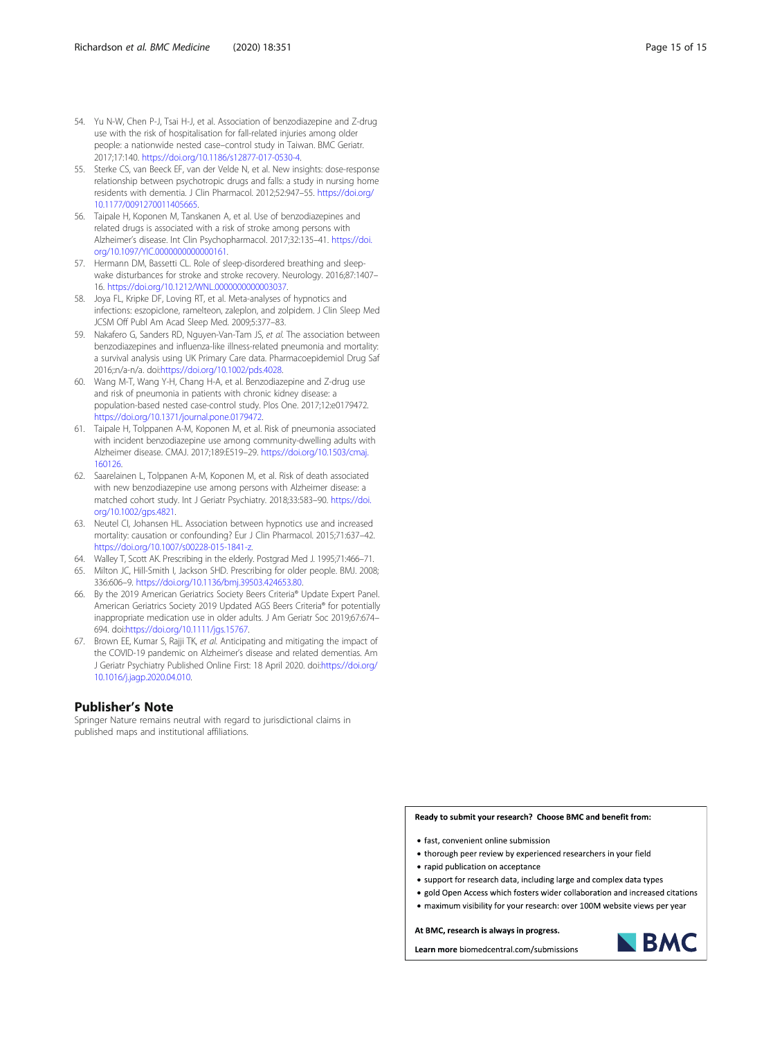54. Yu N-W, Chen P-J, Tsai H-J, et al. Association of benzodiazepine and Z-drug use with the risk of hospitalisation for fall-related injuries among older people: a nationwide nested case–control study in Taiwan. BMC Geriatr. 2017;17:140. https://doi.org/10.1186/s12877-017-0530-4.
55. Sterke CS, van Beeck EF, van der Velde N, et al. New insights: dose-response relationship between psychotropic drugs and falls: a study in nursing home residents with dementia. J Clin Pharmacol. 2012;52:947–55. https://doi.org/10.1177/0091270011405665.
56. Taipale H, Koponen M, Tanskanen A, et al. Use of benzodiazepines and related drugs is associated with a risk of stroke among persons with Alzheimer's disease. Int Clin Psychopharmacol. 2017;32:135–41. https://doi.org/10.1097/YIC.0000000000000161.
57. Hermann DM, Bassetti CL. Role of sleep-disordered breathing and sleep-wake disturbances for stroke and stroke recovery. Neurology. 2016;87:1407–16. https://doi.org/10.1212/WNL.0000000000003037.
58. Joya FL, Kripke DF, Loving RT, et al. Meta-analyses of hypnotics and infections: eszopiclone, ramelteon, zaleplon, and zolpidem. J Clin Sleep Med JCSM Off Publ Am Acad Sleep Med. 2009;5:377–83.
59. Nakafero G, Sanders RD, Nguyen-Van-Tam JS, *et al.* The association between benzodiazepines and influenza-like illness-related pneumonia and mortality: a survival analysis using UK Primary Care data. Pharmacoepidemiol Drug Saf 2016;:n/a-n/a. doi:https://doi.org/10.1002/pds.4028.
60. Wang M-T, Wang Y-H, Chang H-A, et al. Benzodiazepine and Z-drug use and risk of pneumonia in patients with chronic kidney disease: a population-based nested case-control study. Plos One. 2017;12:e0179472. https://doi.org/10.1371/journal.pone.0179472.
61. Taipale H, Tolppanen A-M, Koponen M, et al. Risk of pneumonia associated with incident benzodiazepine use among community-dwelling adults with Alzheimer disease. CMAJ. 2017;189:E519–29. https://doi.org/10.1503/cmaj.160126.
62. Saarelainen L, Tolppanen A-M, Koponen M, et al. Risk of death associated with new benzodiazepine use among persons with Alzheimer disease: a matched cohort study. Int J Geriatr Psychiatry. 2018;33:583–90. https://doi.org/10.1002/gps.4821.
63. Neutel CI, Johansen HL. Association between hypnotics use and increased mortality: causation or confounding? Eur J Clin Pharmacol. 2015;71:637–42. https://doi.org/10.1007/s00228-015-1841-z.
64. Walley T, Scott AK. Prescribing in the elderly. Postgrad Med J. 1995;71:466–71.
65. Milton JC, Hill-Smith I, Jackson SHD. Prescribing for older people. BMJ. 2008;336:606–9. https://doi.org/10.1136/bmj.39503.424653.80.
66. By the 2019 American Geriatrics Society Beers Criteria® Update Expert Panel. American Geriatrics Society 2019 Updated AGS Beers Criteria® for potentially inappropriate medication use in older adults. J Am Geriatr Soc 2019;67:674–694. doi:https://doi.org/10.1111/jgs.15767.
67. Brown EE, Kumar S, Rajji TK, *et al.* Anticipating and mitigating the impact of the COVID-19 pandemic on Alzheimer's disease and related dementias. Am J Geriatr Psychiatry Published Online First: 18 April 2020. doi:https://doi.org/10.1016/j.jagp.2020.04.010.

## Publisher's Note

Springer Nature remains neutral with regard to jurisdictional claims in published maps and institutional affiliations.

**Ready to submit your research? Choose BMC and benefit from:**

- fast, convenient online submission
- thorough peer review by experienced researchers in your field
- rapid publication on acceptance
- support for research data, including large and complex data types
- gold Open Access which fosters wider collaboration and increased citations
- maximum visibility for your research: over 100M website views per year

**At BMC, research is always in progress.**

**Learn more** biomedcentral.com/submissions

BMC